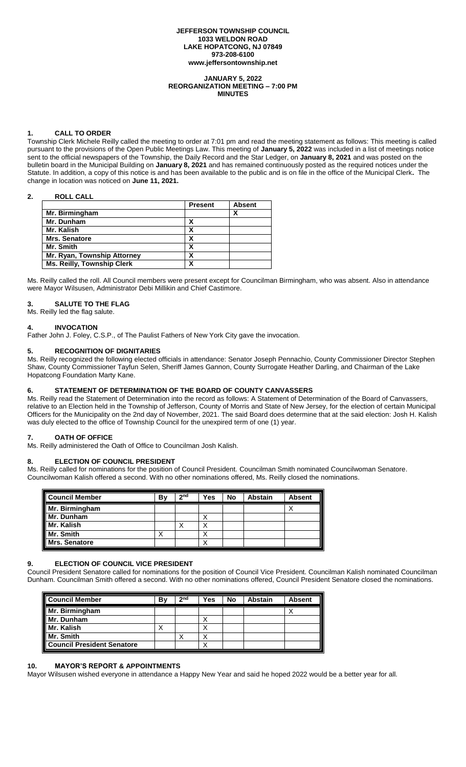**JEFFERSON TOWNSHIP COUNCIL**
**1033 WELDON ROAD**
**LAKE HOPATCONG, NJ 07849**
**973-208-6100**
**www.jeffersontownship.net**

**JANUARY 5, 2022**
**REORGANIZATION MEETING – 7:00 PM**
**MINUTES**

## 1. CALL TO ORDER

Township Clerk Michele Reilly called the meeting to order at 7:01 pm and read the meeting statement as follows: This meeting is called pursuant to the provisions of the Open Public Meetings Law. This meeting of **January 5, 2022** was included in a list of meetings notice sent to the official newspapers of the Township, the Daily Record and the Star Ledger, on **January 8, 2021** and was posted on the bulletin board in the Municipal Building on **January 8, 2021** and has remained continuously posted as the required notices under the Statute. In addition, a copy of this notice is and has been available to the public and is on file in the office of the Municipal Clerk**.** The change in location was noticed on **June 11, 2021.**

## 2. ROLL CALL

| | Present | Absent |
|---|---|---|
| **Mr. Birmingham** | | **X** |
| **Mr. Dunham** | **X** | |
| **Mr. Kalish** | **X** | |
| **Mrs. Senatore** | **X** | |
| **Mr. Smith** | **X** | |
| **Mr. Ryan, Township Attorney** | **X** | |
| **Ms. Reilly, Township Clerk** | **X** | |

Ms. Reilly called the roll. All Council members were present except for Councilman Birmingham, who was absent. Also in attendance were Mayor Wilsusen, Administrator Debi Millikin and Chief Castimore.

## 3. SALUTE TO THE FLAG

Ms. Reilly led the flag salute.

## 4. INVOCATION

Father John J. Foley, C.S.P., of The Paulist Fathers of New York City gave the invocation.

## 5. RECOGNITION OF DIGNITARIES

Ms. Reilly recognized the following elected officials in attendance: Senator Joseph Pennachio, County Commissioner Director Stephen Shaw, County Commissioner Tayfun Selen, Sheriff James Gannon, County Surrogate Heather Darling, and Chairman of the Lake Hopatcong Foundation Marty Kane.

## 6. STATEMENT OF DETERMINATION OF THE BOARD OF COUNTY CANVASSERS

Ms. Reilly read the Statement of Determination into the record as follows: A Statement of Determination of the Board of Canvassers, relative to an Election held in the Township of Jefferson, County of Morris and State of New Jersey, for the election of certain Municipal Officers for the Municipality on the 2nd day of November, 2021. The said Board does determine that at the said election: Josh H. Kalish was duly elected to the office of Township Council for the unexpired term of one (1) year.

## 7. OATH OF OFFICE

Ms. Reilly administered the Oath of Office to Councilman Josh Kalish.

## 8. ELECTION OF COUNCIL PRESIDENT

Ms. Reilly called for nominations for the position of Council President. Councilman Smith nominated Councilwoman Senatore. Councilwoman Kalish offered a second. With no other nominations offered, Ms. Reilly closed the nominations.

| Council Member | By | 2nd | Yes | No | Abstain | Absent |
|---|---|---|---|---|---|---|
| **Mr. Birmingham** | | | | | | X |
| **Mr. Dunham** | | | X | | | |
| **Mr. Kalish** | | X | X | | | |
| **Mr. Smith** | X | | X | | | |
| **Mrs. Senatore** | | | X | | | |

## 9. ELECTION OF COUNCIL VICE PRESIDENT

Council President Senatore called for nominations for the position of Council Vice President. Councilman Kalish nominated Councilman Dunham. Councilman Smith offered a second. With no other nominations offered, Council President Senatore closed the nominations.

| Council Member | By | 2nd | Yes | No | Abstain | Absent |
|---|---|---|---|---|---|---|
| **Mr. Birmingham** | | | | | | X |
| **Mr. Dunham** | | | X | | | |
| **Mr. Kalish** | X | | X | | | |
| **Mr. Smith** | | X | X | | | |
| **Council President Senatore** | | | X | | | |

## 10. MAYOR'S REPORT & APPOINTMENTS

Mayor Wilsusen wished everyone in attendance a Happy New Year and said he hoped 2022 would be a better year for all.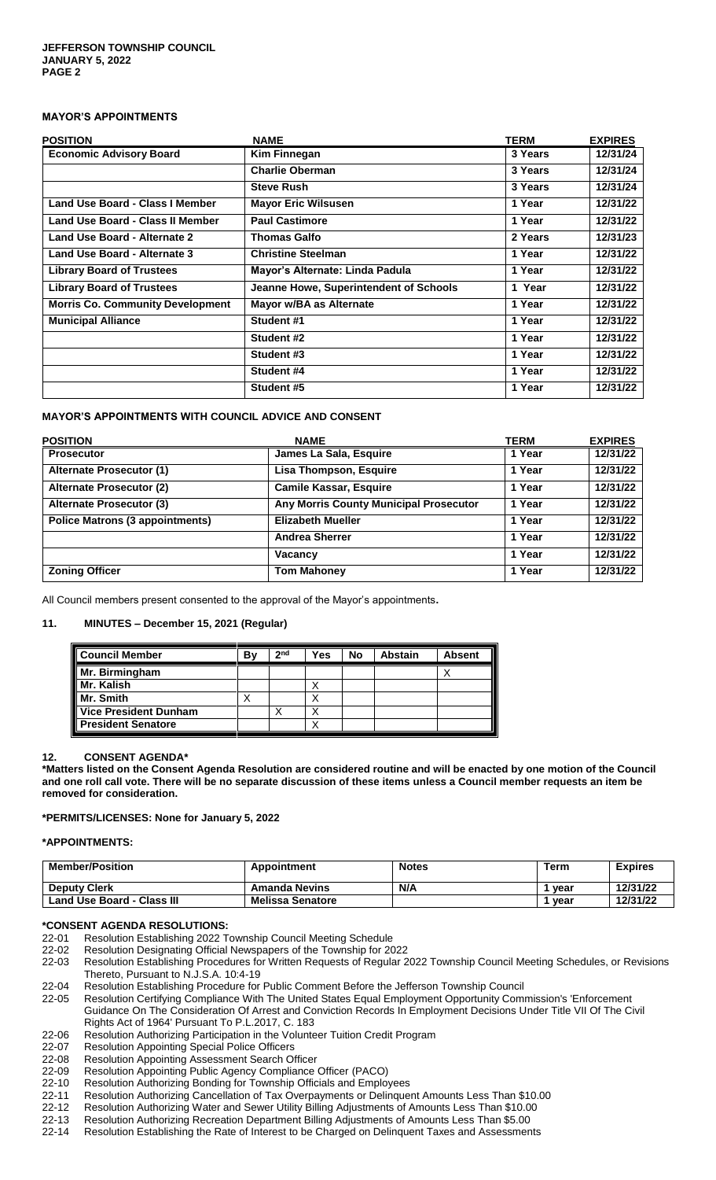**MAYOR'S APPOINTMENTS**

| POSITION | NAME | TERM | EXPIRES |
|---|---|---|---|
| Economic Advisory Board | Kim Finnegan | 3 Years | 12/31/24 |
| | Charlie Oberman | 3 Years | 12/31/24 |
| | Steve Rush | 3 Years | 12/31/24 |
| Land Use Board - Class I Member | Mayor Eric Wilsusen | 1 Year | 12/31/22 |
| Land Use Board - Class II Member | Paul Castimore | 1 Year | 12/31/22 |
| Land Use Board - Alternate 2 | Thomas Galfo | 2 Years | 12/31/23 |
| Land Use Board - Alternate 3 | Christine Steelman | 1 Year | 12/31/22 |
| Library Board of Trustees | Mayor's Alternate: Linda Padula | 1 Year | 12/31/22 |
| Library Board of Trustees | Jeanne Howe, Superintendent of Schools | 1 Year | 12/31/22 |
| Morris Co. Community Development | Mayor w/BA as Alternate | 1 Year | 12/31/22 |
| Municipal Alliance | Student #1 | 1 Year | 12/31/22 |
| | Student #2 | 1 Year | 12/31/22 |
| | Student #3 | 1 Year | 12/31/22 |
| | Student #4 | 1 Year | 12/31/22 |
| | Student #5 | 1 Year | 12/31/22 |

**MAYOR'S APPOINTMENTS WITH COUNCIL ADVICE AND CONSENT**

| POSITION | NAME | TERM | EXPIRES |
|---|---|---|---|
| Prosecutor | James La Sala, Esquire | 1 Year | 12/31/22 |
| Alternate Prosecutor (1) | Lisa Thompson, Esquire | 1 Year | 12/31/22 |
| Alternate Prosecutor (2) | Camile Kassar, Esquire | 1 Year | 12/31/22 |
| Alternate Prosecutor (3) | Any Morris County Municipal Prosecutor | 1 Year | 12/31/22 |
| Police Matrons (3 appointments) | Elizabeth Mueller | 1 Year | 12/31/22 |
| | Andrea Sherrer | 1 Year | 12/31/22 |
| | Vacancy | 1 Year | 12/31/22 |
| Zoning Officer | Tom Mahoney | 1 Year | 12/31/22 |

All Council members present consented to the approval of the Mayor's appointments.

## 11. MINUTES – December 15, 2021 (Regular)

| Council Member | By | 2nd | Yes | No | Abstain | Absent |
|---|---|---|---|---|---|---|
| Mr. Birmingham | | | | | | X |
| Mr. Kalish | | | X | | | |
| Mr. Smith | X | | X | | | |
| Vice President Dunham | | X | X | | | |
| President Senatore | | | X | | | |

## 12. CONSENT AGENDA*

**\*Matters listed on the Consent Agenda Resolution are considered routine and will be enacted by one motion of the Council and one roll call vote. There will be no separate discussion of these items unless a Council member requests an item be removed for consideration.**

**\*PERMITS/LICENSES: None for January 5, 2022**

**\*APPOINTMENTS:**

| Member/Position | Appointment | Notes | Term | Expires |
|---|---|---|---|---|
| Deputy Clerk | Amanda Nevins | N/A | 1 year | 12/31/22 |
| Land Use Board - Class III | Melissa Senatore | | 1 year | 12/31/22 |

**\*CONSENT AGENDA RESOLUTIONS:**

22-01 Resolution Establishing 2022 Township Council Meeting Schedule
22-02 Resolution Designating Official Newspapers of the Township for 2022
22-03 Resolution Establishing Procedures for Written Requests of Regular 2022 Township Council Meeting Schedules, or Revisions Thereto, Pursuant to N.J.S.A. 10:4-19
22-04 Resolution Establishing Procedure for Public Comment Before the Jefferson Township Council
22-05 Resolution Certifying Compliance With The United States Equal Employment Opportunity Commission's 'Enforcement Guidance On The Consideration Of Arrest and Conviction Records In Employment Decisions Under Title VII Of The Civil Rights Act of 1964' Pursuant To P.L.2017, C. 183
22-06 Resolution Authorizing Participation in the Volunteer Tuition Credit Program
22-07 Resolution Appointing Special Police Officers
22-08 Resolution Appointing Assessment Search Officer
22-09 Resolution Appointing Public Agency Compliance Officer (PACO)
22-10 Resolution Authorizing Bonding for Township Officials and Employees
22-11 Resolution Authorizing Cancellation of Tax Overpayments or Delinquent Amounts Less Than $10.00
22-12 Resolution Authorizing Water and Sewer Utility Billing Adjustments of Amounts Less Than $10.00
22-13 Resolution Authorizing Recreation Department Billing Adjustments of Amounts Less Than $5.00
22-14 Resolution Establishing the Rate of Interest to be Charged on Delinquent Taxes and Assessments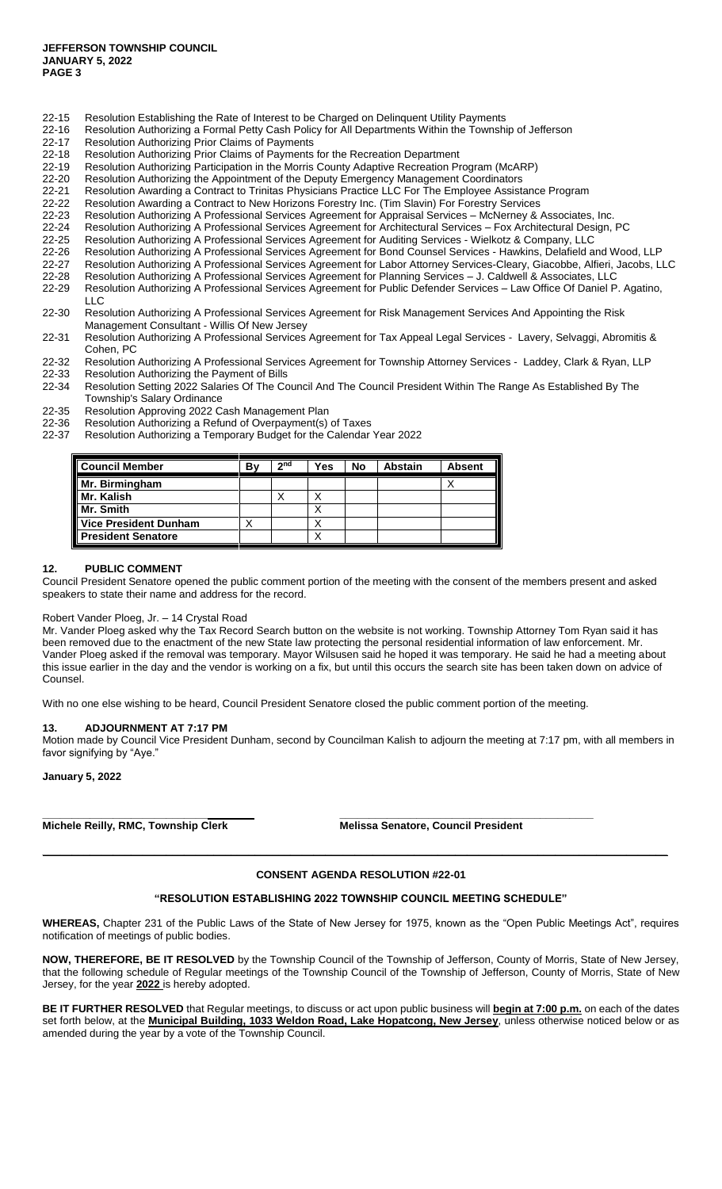22-15 Resolution Establishing the Rate of Interest to be Charged on Delinquent Utility Payments
22-16 Resolution Authorizing a Formal Petty Cash Policy for All Departments Within the Township of Jefferson
22-17 Resolution Authorizing Prior Claims of Payments
22-18 Resolution Authorizing Prior Claims of Payments for the Recreation Department
22-19 Resolution Authorizing Participation in the Morris County Adaptive Recreation Program (McARP)
22-20 Resolution Authorizing the Appointment of the Deputy Emergency Management Coordinators
22-21 Resolution Awarding a Contract to Trinitas Physicians Practice LLC For The Employee Assistance Program
22-22 Resolution Awarding a Contract to New Horizons Forestry Inc. (Tim Slavin) For Forestry Services
22-23 Resolution Authorizing A Professional Services Agreement for Appraisal Services – McNerney & Associates, Inc.
22-24 Resolution Authorizing A Professional Services Agreement for Architectural Services – Fox Architectural Design, PC
22-25 Resolution Authorizing A Professional Services Agreement for Auditing Services - Wielkotz & Company, LLC
22-26 Resolution Authorizing A Professional Services Agreement for Bond Counsel Services - Hawkins, Delafield and Wood, LLP
22-27 Resolution Authorizing A Professional Services Agreement for Labor Attorney Services-Cleary, Giacobbe, Alfieri, Jacobs, LLC
22-28 Resolution Authorizing A Professional Services Agreement for Planning Services – J. Caldwell & Associates, LLC
22-29 Resolution Authorizing A Professional Services Agreement for Public Defender Services – Law Office Of Daniel P. Agatino, LLC
22-30 Resolution Authorizing A Professional Services Agreement for Risk Management Services And Appointing the Risk Management Consultant - Willis Of New Jersey
22-31 Resolution Authorizing A Professional Services Agreement for Tax Appeal Legal Services - Lavery, Selvaggi, Abromitis & Cohen, PC
22-32 Resolution Authorizing A Professional Services Agreement for Township Attorney Services - Laddey, Clark & Ryan, LLP
22-33 Resolution Authorizing the Payment of Bills
22-34 Resolution Setting 2022 Salaries Of The Council And The Council President Within The Range As Established By The Township's Salary Ordinance
22-35 Resolution Approving 2022 Cash Management Plan
22-36 Resolution Authorizing a Refund of Overpayment(s) of Taxes
22-37 Resolution Authorizing a Temporary Budget for the Calendar Year 2022

| Council Member | By | 2nd | Yes | No | Abstain | Absent |
|---|---|---|---|---|---|---|
| Mr. Birmingham | | | | | | X |
| Mr. Kalish | | X | X | | | |
| Mr. Smith | | | X | | | |
| Vice President Dunham | X | | X | | | |
| President Senatore | | | X | | | |

## 12. PUBLIC COMMENT

Council President Senatore opened the public comment portion of the meeting with the consent of the members present and asked speakers to state their name and address for the record.

Robert Vander Ploeg, Jr. – 14 Crystal Road

Mr. Vander Ploeg asked why the Tax Record Search button on the website is not working. Township Attorney Tom Ryan said it has been removed due to the enactment of the new State law protecting the personal residential information of law enforcement. Mr. Vander Ploeg asked if the removal was temporary. Mayor Wilsusen said he hoped it was temporary. He said he had a meeting about this issue earlier in the day and the vendor is working on a fix, but until this occurs the search site has been taken down on advice of Counsel.

With no one else wishing to be heard, Council President Senatore closed the public comment portion of the meeting.

## 13. ADJOURNMENT AT 7:17 PM

Motion made by Council Vice President Dunham, second by Councilman Kalish to adjourn the meeting at 7:17 pm, with all members in favor signifying by "Aye."

**January 5, 2022**

**Michele Reilly, RMC, Township Clerk** **Melissa Senatore, Council President**

---

### CONSENT AGENDA RESOLUTION #22-01

### "RESOLUTION ESTABLISHING 2022 TOWNSHIP COUNCIL MEETING SCHEDULE"

**WHEREAS,** Chapter 231 of the Public Laws of the State of New Jersey for 1975, known as the "Open Public Meetings Act", requires notification of meetings of public bodies.

**NOW, THEREFORE, BE IT RESOLVED** by the Township Council of the Township of Jefferson, County of Morris, State of New Jersey, that the following schedule of Regular meetings of the Township Council of the Township of Jefferson, County of Morris, State of New Jersey, for the year **2022** is hereby adopted.

**BE IT FURTHER RESOLVED** that Regular meetings, to discuss or act upon public business will **begin at 7:00 p.m.** on each of the dates set forth below, at the **Municipal Building, 1033 Weldon Road, Lake Hopatcong, New Jersey**, unless otherwise noticed below or as amended during the year by a vote of the Township Council.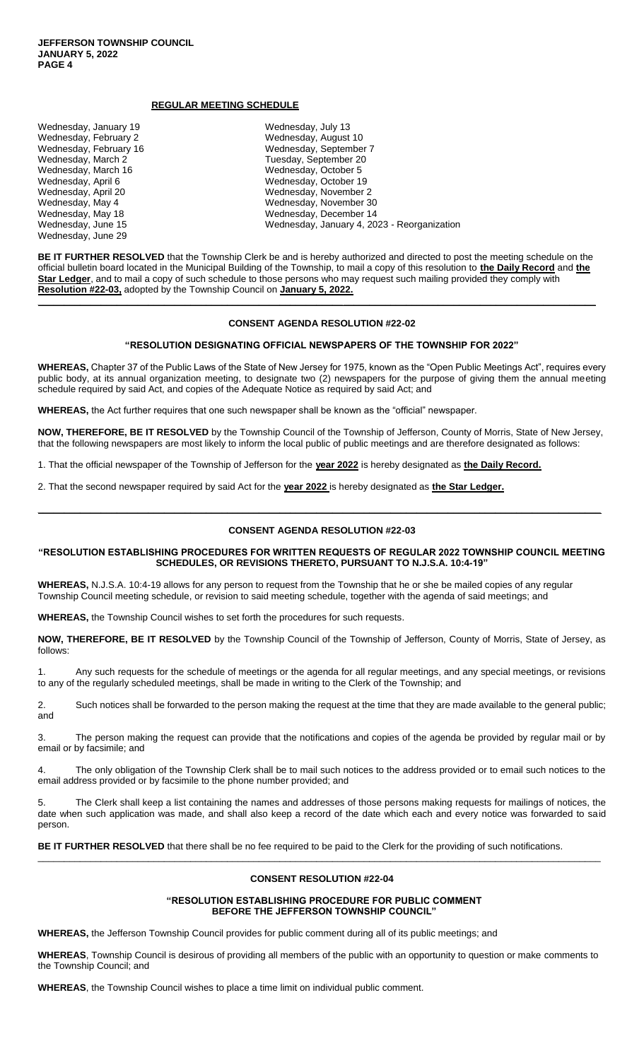## REGULAR MEETING SCHEDULE

Wednesday, January 19
Wednesday, February 2
Wednesday, February 16
Wednesday, March 2
Wednesday, March 16
Wednesday, April 6
Wednesday, April 20
Wednesday, May 4
Wednesday, May 18
Wednesday, June 15
Wednesday, June 29
Wednesday, July 13
Wednesday, August 10
Wednesday, September 7
Tuesday, September 20
Wednesday, October 5
Wednesday, October 19
Wednesday, November 2
Wednesday, November 30
Wednesday, December 14
Wednesday, January 4, 2023 - Reorganization

**BE IT FURTHER RESOLVED** that the Township Clerk be and is hereby authorized and directed to post the meeting schedule on the official bulletin board located in the Municipal Building of the Township, to mail a copy of this resolution to **the Daily Record** and **the Star Ledger**, and to mail a copy of such schedule to those persons who may request such mailing provided they comply with **Resolution #22-03,** adopted by the Township Council on **January 5, 2022.**

---

## CONSENT AGENDA RESOLUTION #22-02

### "RESOLUTION DESIGNATING OFFICIAL NEWSPAPERS OF THE TOWNSHIP FOR 2022"

**WHEREAS,** Chapter 37 of the Public Laws of the State of New Jersey for 1975, known as the "Open Public Meetings Act", requires every public body, at its annual organization meeting, to designate two (2) newspapers for the purpose of giving them the annual meeting schedule required by said Act, and copies of the Adequate Notice as required by said Act; and

**WHEREAS,** the Act further requires that one such newspaper shall be known as the "official" newspaper.

**NOW, THEREFORE, BE IT RESOLVED** by the Township Council of the Township of Jefferson, County of Morris, State of New Jersey, that the following newspapers are most likely to inform the local public of public meetings and are therefore designated as follows:

1. That the official newspaper of the Township of Jefferson for the **year 2022** is hereby designated as **the Daily Record.**

2. That the second newspaper required by said Act for the **year 2022** is hereby designated as **the Star Ledger.**

---

## CONSENT AGENDA RESOLUTION #22-03

### "RESOLUTION ESTABLISHING PROCEDURES FOR WRITTEN REQUESTS OF REGULAR 2022 TOWNSHIP COUNCIL MEETING SCHEDULES, OR REVISIONS THERETO, PURSUANT TO N.J.S.A. 10:4-19"

**WHEREAS,** N.J.S.A. 10:4-19 allows for any person to request from the Township that he or she be mailed copies of any regular Township Council meeting schedule, or revision to said meeting schedule, together with the agenda of said meetings; and

**WHEREAS,** the Township Council wishes to set forth the procedures for such requests.

**NOW, THEREFORE, BE IT RESOLVED** by the Township Council of the Township of Jefferson, County of Morris, State of Jersey, as follows:

1. Any such requests for the schedule of meetings or the agenda for all regular meetings, and any special meetings, or revisions to any of the regularly scheduled meetings, shall be made in writing to the Clerk of the Township; and

2. Such notices shall be forwarded to the person making the request at the time that they are made available to the general public; and

3. The person making the request can provide that the notifications and copies of the agenda be provided by regular mail or by email or by facsimile; and

4. The only obligation of the Township Clerk shall be to mail such notices to the address provided or to email such notices to the email address provided or by facsimile to the phone number provided; and

5. The Clerk shall keep a list containing the names and addresses of those persons making requests for mailings of notices, the date when such application was made, and shall also keep a record of the date which each and every notice was forwarded to said person.

**BE IT FURTHER RESOLVED** that there shall be no fee required to be paid to the Clerk for the providing of such notifications.

---

## CONSENT RESOLUTION #22-04

### "RESOLUTION ESTABLISHING PROCEDURE FOR PUBLIC COMMENT BEFORE THE JEFFERSON TOWNSHIP COUNCIL"

**WHEREAS,** the Jefferson Township Council provides for public comment during all of its public meetings; and

**WHEREAS**, Township Council is desirous of providing all members of the public with an opportunity to question or make comments to the Township Council; and

**WHEREAS**, the Township Council wishes to place a time limit on individual public comment.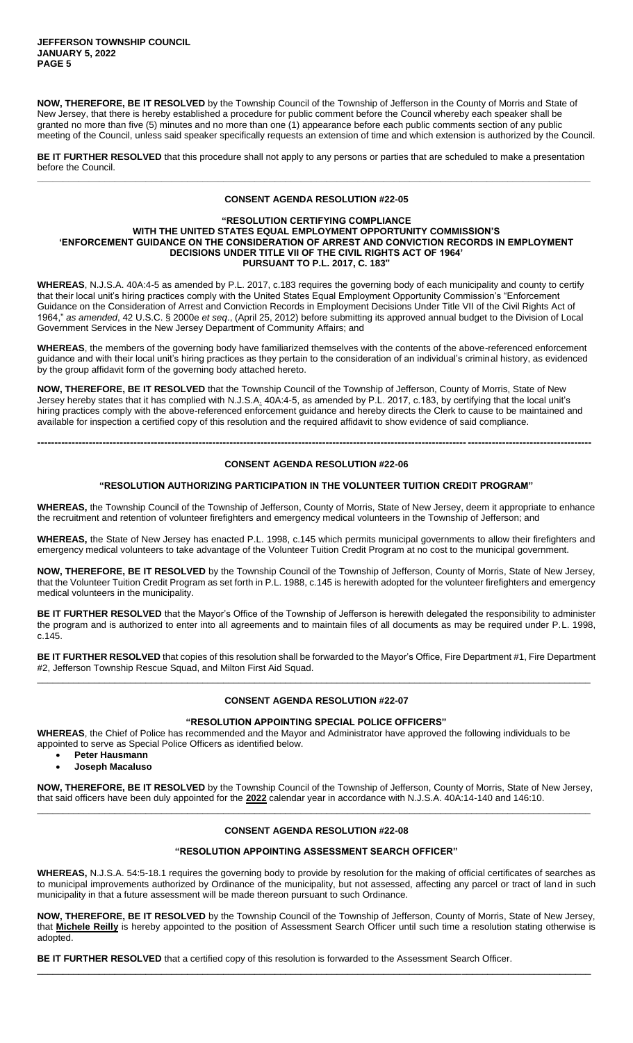**NOW, THEREFORE, BE IT RESOLVED** by the Township Council of the Township of Jefferson in the County of Morris and State of New Jersey, that there is hereby established a procedure for public comment before the Council whereby each speaker shall be granted no more than five (5) minutes and no more than one (1) appearance before each public comments section of any public meeting of the Council, unless said speaker specifically requests an extension of time and which extension is authorized by the Council.

**BE IT FURTHER RESOLVED** that this procedure shall not apply to any persons or parties that are scheduled to make a presentation before the Council.

---

### CONSENT AGENDA RESOLUTION #22-05

**"RESOLUTION CERTIFYING COMPLIANCE WITH THE UNITED STATES EQUAL EMPLOYMENT OPPORTUNITY COMMISSION'S 'ENFORCEMENT GUIDANCE ON THE CONSIDERATION OF ARREST AND CONVICTION RECORDS IN EMPLOYMENT DECISIONS UNDER TITLE VII OF THE CIVIL RIGHTS ACT OF 1964' PURSUANT TO P.L. 2017, C. 183"**

**WHEREAS**, N.J.S.A. 40A:4-5 as amended by P.L. 2017, c.183 requires the governing body of each municipality and county to certify that their local unit's hiring practices comply with the United States Equal Employment Opportunity Commission's "Enforcement Guidance on the Consideration of Arrest and Conviction Records in Employment Decisions Under Title VII of the Civil Rights Act of 1964," *as amended*, 42 U.S.C. § 2000e *et seq*., (April 25, 2012) before submitting its approved annual budget to the Division of Local Government Services in the New Jersey Department of Community Affairs; and

**WHEREAS**, the members of the governing body have familiarized themselves with the contents of the above-referenced enforcement guidance and with their local unit's hiring practices as they pertain to the consideration of an individual's criminal history, as evidenced by the group affidavit form of the governing body attached hereto.

**NOW, THEREFORE, BE IT RESOLVED** that the Township Council of the Township of Jefferson, County of Morris, State of New Jersey hereby states that it has complied with N.J.S.A. 40A:4-5, as amended by P.L. 2017, c.183, by certifying that the local unit's hiring practices comply with the above-referenced enforcement guidance and hereby directs the Clerk to cause to be maintained and available for inspection a certified copy of this resolution and the required affidavit to show evidence of said compliance.

---

### CONSENT AGENDA RESOLUTION #22-06

**"RESOLUTION AUTHORIZING PARTICIPATION IN THE VOLUNTEER TUITION CREDIT PROGRAM"**

**WHEREAS,** the Township Council of the Township of Jefferson, County of Morris, State of New Jersey, deem it appropriate to enhance the recruitment and retention of volunteer firefighters and emergency medical volunteers in the Township of Jefferson; and

**WHEREAS,** the State of New Jersey has enacted P.L. 1998, c.145 which permits municipal governments to allow their firefighters and emergency medical volunteers to take advantage of the Volunteer Tuition Credit Program at no cost to the municipal government.

**NOW, THEREFORE, BE IT RESOLVED** by the Township Council of the Township of Jefferson, County of Morris, State of New Jersey, that the Volunteer Tuition Credit Program as set forth in P.L. 1988, c.145 is herewith adopted for the volunteer firefighters and emergency medical volunteers in the municipality.

**BE IT FURTHER RESOLVED** that the Mayor's Office of the Township of Jefferson is herewith delegated the responsibility to administer the program and is authorized to enter into all agreements and to maintain files of all documents as may be required under P.L. 1998, c.145.

**BE IT FURTHER RESOLVED** that copies of this resolution shall be forwarded to the Mayor's Office, Fire Department #1, Fire Department #2, Jefferson Township Rescue Squad, and Milton First Aid Squad.

---

### CONSENT AGENDA RESOLUTION #22-07

**"RESOLUTION APPOINTING SPECIAL POLICE OFFICERS"**

**WHEREAS**, the Chief of Police has recommended and the Mayor and Administrator have approved the following individuals to be appointed to serve as Special Police Officers as identified below.

- **Peter Hausmann**
- **Joseph Macaluso**

**NOW, THEREFORE, BE IT RESOLVED** by the Township Council of the Township of Jefferson, County of Morris, State of New Jersey, that said officers have been duly appointed for the **2022** calendar year in accordance with N.J.S.A. 40A:14-140 and 146:10.

---

### CONSENT AGENDA RESOLUTION #22-08

**"RESOLUTION APPOINTING ASSESSMENT SEARCH OFFICER"**

**WHEREAS,** N.J.S.A. 54:5-18.1 requires the governing body to provide by resolution for the making of official certificates of searches as to municipal improvements authorized by Ordinance of the municipality, but not assessed, affecting any parcel or tract of land in such municipality in that a future assessment will be made thereon pursuant to such Ordinance.

**NOW, THEREFORE, BE IT RESOLVED** by the Township Council of the Township of Jefferson, County of Morris, State of New Jersey, that **Michele Reilly** is hereby appointed to the position of Assessment Search Officer until such time a resolution stating otherwise is adopted.

**BE IT FURTHER RESOLVED** that a certified copy of this resolution is forwarded to the Assessment Search Officer.

---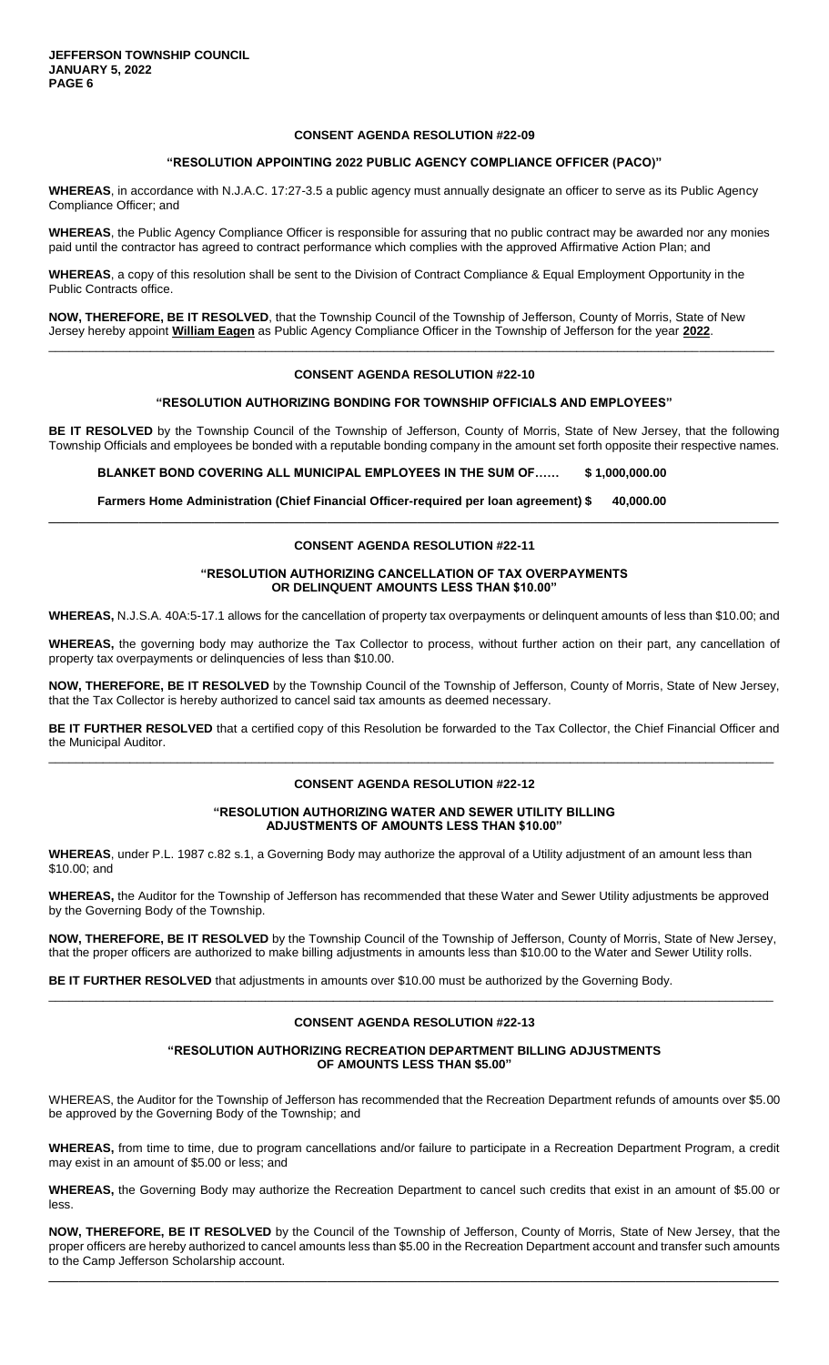### CONSENT AGENDA RESOLUTION #22-09

**"RESOLUTION APPOINTING 2022 PUBLIC AGENCY COMPLIANCE OFFICER (PACO)"**

**WHEREAS**, in accordance with N.J.A.C. 17:27-3.5 a public agency must annually designate an officer to serve as its Public Agency Compliance Officer; and

**WHEREAS**, the Public Agency Compliance Officer is responsible for assuring that no public contract may be awarded nor any monies paid until the contractor has agreed to contract performance which complies with the approved Affirmative Action Plan; and

**WHEREAS**, a copy of this resolution shall be sent to the Division of Contract Compliance & Equal Employment Opportunity in the Public Contracts office.

**NOW, THEREFORE, BE IT RESOLVED**, that the Township Council of the Township of Jefferson, County of Morris, State of New Jersey hereby appoint **William Eagen** as Public Agency Compliance Officer in the Township of Jefferson for the year **2022**.

---

### CONSENT AGENDA RESOLUTION #22-10

**"RESOLUTION AUTHORIZING BONDING FOR TOWNSHIP OFFICIALS AND EMPLOYEES"**

**BE IT RESOLVED** by the Township Council of the Township of Jefferson, County of Morris, State of New Jersey, that the following Township Officials and employees be bonded with a reputable bonding company in the amount set forth opposite their respective names.

**BLANKET BOND COVERING ALL MUNICIPAL EMPLOYEES IN THE SUM OF…… $ 1,000,000.00**

**Farmers Home Administration (Chief Financial Officer-required per loan agreement) $ 40,000.00**

---

### CONSENT AGENDA RESOLUTION #22-11

**"RESOLUTION AUTHORIZING CANCELLATION OF TAX OVERPAYMENTS OR DELINQUENT AMOUNTS LESS THAN $10.00"**

**WHEREAS,** N.J.S.A. 40A:5-17.1 allows for the cancellation of property tax overpayments or delinquent amounts of less than $10.00; and

**WHEREAS,** the governing body may authorize the Tax Collector to process, without further action on their part, any cancellation of property tax overpayments or delinquencies of less than $10.00.

**NOW, THEREFORE, BE IT RESOLVED** by the Township Council of the Township of Jefferson, County of Morris, State of New Jersey, that the Tax Collector is hereby authorized to cancel said tax amounts as deemed necessary.

**BE IT FURTHER RESOLVED** that a certified copy of this Resolution be forwarded to the Tax Collector, the Chief Financial Officer and the Municipal Auditor.

---

### CONSENT AGENDA RESOLUTION #22-12

**"RESOLUTION AUTHORIZING WATER AND SEWER UTILITY BILLING ADJUSTMENTS OF AMOUNTS LESS THAN $10.00"**

**WHEREAS**, under P.L. 1987 c.82 s.1, a Governing Body may authorize the approval of a Utility adjustment of an amount less than $10.00; and

**WHEREAS,** the Auditor for the Township of Jefferson has recommended that these Water and Sewer Utility adjustments be approved by the Governing Body of the Township.

**NOW, THEREFORE, BE IT RESOLVED** by the Township Council of the Township of Jefferson, County of Morris, State of New Jersey, that the proper officers are authorized to make billing adjustments in amounts less than $10.00 to the Water and Sewer Utility rolls.

**BE IT FURTHER RESOLVED** that adjustments in amounts over $10.00 must be authorized by the Governing Body.

---

### CONSENT AGENDA RESOLUTION #22-13

**"RESOLUTION AUTHORIZING RECREATION DEPARTMENT BILLING ADJUSTMENTS OF AMOUNTS LESS THAN $5.00"**

WHEREAS, the Auditor for the Township of Jefferson has recommended that the Recreation Department refunds of amounts over $5.00 be approved by the Governing Body of the Township; and

**WHEREAS,** from time to time, due to program cancellations and/or failure to participate in a Recreation Department Program, a credit may exist in an amount of $5.00 or less; and

**WHEREAS,** the Governing Body may authorize the Recreation Department to cancel such credits that exist in an amount of $5.00 or less.

**NOW, THEREFORE, BE IT RESOLVED** by the Council of the Township of Jefferson, County of Morris, State of New Jersey, that the proper officers are hereby authorized to cancel amounts less than $5.00 in the Recreation Department account and transfer such amounts to the Camp Jefferson Scholarship account.

---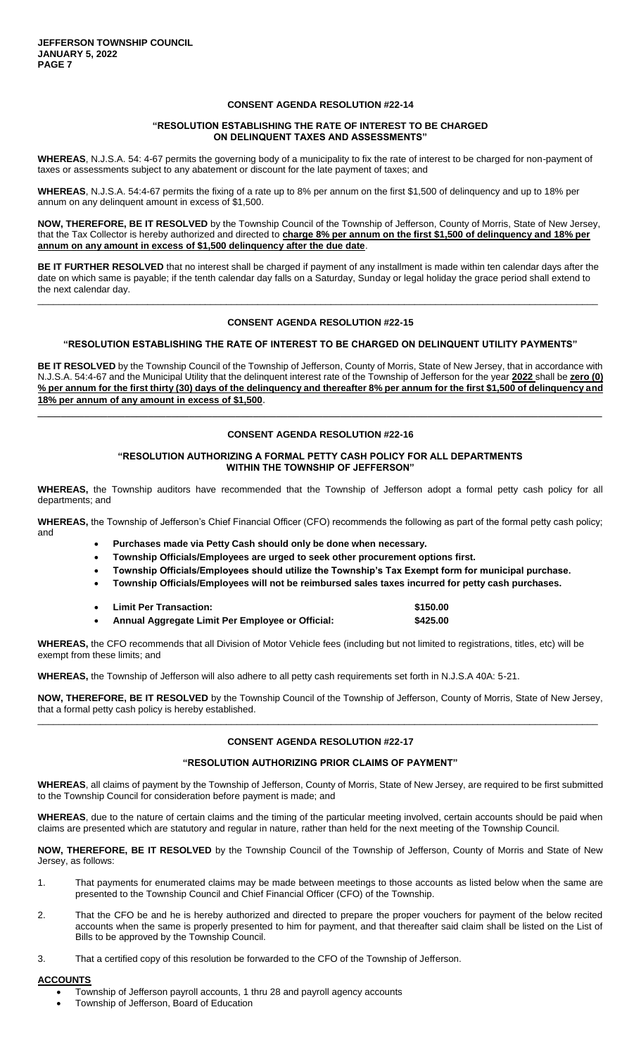### CONSENT AGENDA RESOLUTION #22-14

**"RESOLUTION ESTABLISHING THE RATE OF INTEREST TO BE CHARGED ON DELINQUENT TAXES AND ASSESSMENTS"**

**WHEREAS**, N.J.S.A. 54: 4-67 permits the governing body of a municipality to fix the rate of interest to be charged for non-payment of taxes or assessments subject to any abatement or discount for the late payment of taxes; and

**WHEREAS**, N.J.S.A. 54:4-67 permits the fixing of a rate up to 8% per annum on the first $1,500 of delinquency and up to 18% per annum on any delinquent amount in excess of $1,500.

**NOW, THEREFORE, BE IT RESOLVED** by the Township Council of the Township of Jefferson, County of Morris, State of New Jersey, that the Tax Collector is hereby authorized and directed to **charge 8% per annum on the first $1,500 of delinquency and 18% per annum on any amount in excess of $1,500 delinquency after the due date**.

**BE IT FURTHER RESOLVED** that no interest shall be charged if payment of any installment is made within ten calendar days after the date on which same is payable; if the tenth calendar day falls on a Saturday, Sunday or legal holiday the grace period shall extend to the next calendar day.

---

### CONSENT AGENDA RESOLUTION #22-15

**"RESOLUTION ESTABLISHING THE RATE OF INTEREST TO BE CHARGED ON DELINQUENT UTILITY PAYMENTS"**

**BE IT RESOLVED** by the Township Council of the Township of Jefferson, County of Morris, State of New Jersey, that in accordance with N.J.S.A. 54:4-67 and the Municipal Utility that the delinquent interest rate of the Township of Jefferson for the year **2022** shall be **zero (0) % per annum for the first thirty (30) days of the delinquency and thereafter 8% per annum for the first $1,500 of delinquency and 18% per annum of any amount in excess of $1,500**.

---

### CONSENT AGENDA RESOLUTION #22-16

**"RESOLUTION AUTHORIZING A FORMAL PETTY CASH POLICY FOR ALL DEPARTMENTS WITHIN THE TOWNSHIP OF JEFFERSON"**

**WHEREAS,** the Township auditors have recommended that the Township of Jefferson adopt a formal petty cash policy for all departments; and

**WHEREAS,** the Township of Jefferson's Chief Financial Officer (CFO) recommends the following as part of the formal petty cash policy; and

- **Purchases made via Petty Cash should only be done when necessary.**
- **Township Officials/Employees are urged to seek other procurement options first.**
- **Township Officials/Employees should utilize the Township's Tax Exempt form for municipal purchase.**
- **Township Officials/Employees will not be reimbursed sales taxes incurred for petty cash purchases.**

- **Limit Per Transaction:** **$150.00**
- **Annual Aggregate Limit Per Employee or Official:** **$425.00**

**WHEREAS,** the CFO recommends that all Division of Motor Vehicle fees (including but not limited to registrations, titles, etc) will be exempt from these limits; and

**WHEREAS,** the Township of Jefferson will also adhere to all petty cash requirements set forth in N.J.S.A 40A: 5-21.

**NOW, THEREFORE, BE IT RESOLVED** by the Township Council of the Township of Jefferson, County of Morris, State of New Jersey, that a formal petty cash policy is hereby established.

---

### CONSENT AGENDA RESOLUTION #22-17

**"RESOLUTION AUTHORIZING PRIOR CLAIMS OF PAYMENT"**

**WHEREAS**, all claims of payment by the Township of Jefferson, County of Morris, State of New Jersey, are required to be first submitted to the Township Council for consideration before payment is made; and

**WHEREAS**, due to the nature of certain claims and the timing of the particular meeting involved, certain accounts should be paid when claims are presented which are statutory and regular in nature, rather than held for the next meeting of the Township Council.

**NOW, THEREFORE, BE IT RESOLVED** by the Township Council of the Township of Jefferson, County of Morris and State of New Jersey, as follows:

1. That payments for enumerated claims may be made between meetings to those accounts as listed below when the same are presented to the Township Council and Chief Financial Officer (CFO) of the Township.
2. That the CFO be and he is hereby authorized and directed to prepare the proper vouchers for payment of the below recited accounts when the same is properly presented to him for payment, and that thereafter said claim shall be listed on the List of Bills to be approved by the Township Council.
3. That a certified copy of this resolution be forwarded to the CFO of the Township of Jefferson.

**ACCOUNTS**

- Township of Jefferson payroll accounts, 1 thru 28 and payroll agency accounts
- Township of Jefferson, Board of Education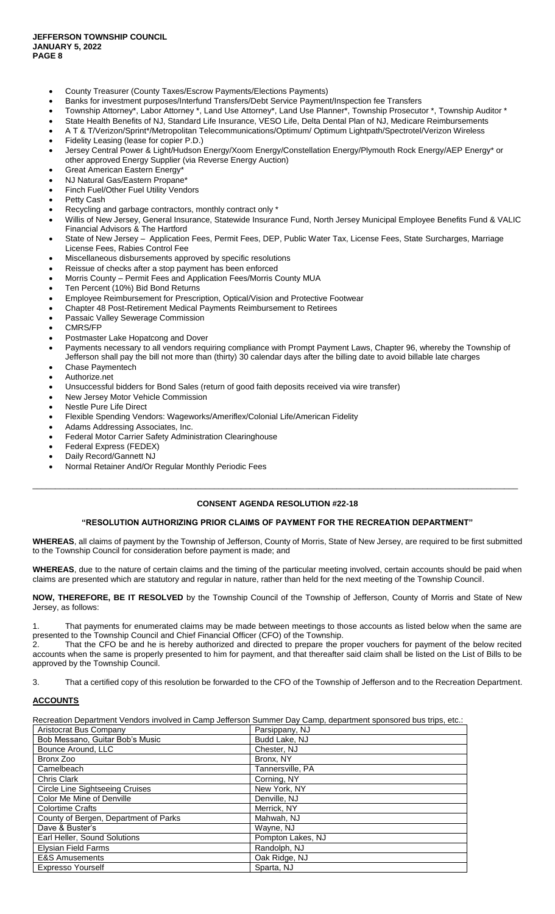- County Treasurer (County Taxes/Escrow Payments/Elections Payments)
- Banks for investment purposes/Interfund Transfers/Debt Service Payment/Inspection fee Transfers
- Township Attorney*, Labor Attorney *, Land Use Attorney*, Land Use Planner*, Township Prosecutor *, Township Auditor *
- State Health Benefits of NJ, Standard Life Insurance, VESO Life, Delta Dental Plan of NJ, Medicare Reimbursements
- A T & T/Verizon/Sprint*/Metropolitan Telecommunications/Optimum/ Optimum Lightpath/Spectrotel/Verizon Wireless
- Fidelity Leasing (lease for copier P.D.)
- Jersey Central Power & Light/Hudson Energy/Xoom Energy/Constellation Energy/Plymouth Rock Energy/AEP Energy* or other approved Energy Supplier (via Reverse Energy Auction)
- Great American Eastern Energy*
- NJ Natural Gas/Eastern Propane*
- Finch Fuel/Other Fuel Utility Vendors
- Petty Cash
- Recycling and garbage contractors, monthly contract only *
- Willis of New Jersey, General Insurance, Statewide Insurance Fund, North Jersey Municipal Employee Benefits Fund & VALIC Financial Advisors & The Hartford
- State of New Jersey – Application Fees, Permit Fees, DEP, Public Water Tax, License Fees, State Surcharges, Marriage License Fees, Rabies Control Fee
- Miscellaneous disbursements approved by specific resolutions
- Reissue of checks after a stop payment has been enforced
- Morris County – Permit Fees and Application Fees/Morris County MUA
- Ten Percent (10%) Bid Bond Returns
- Employee Reimbursement for Prescription, Optical/Vision and Protective Footwear
- Chapter 48 Post-Retirement Medical Payments Reimbursement to Retirees
- Passaic Valley Sewerage Commission
- CMRS/FP
- Postmaster Lake Hopatcong and Dover
- Payments necessary to all vendors requiring compliance with Prompt Payment Laws, Chapter 96, whereby the Township of Jefferson shall pay the bill not more than (thirty) 30 calendar days after the billing date to avoid billable late charges
- Chase Paymentech
- Authorize.net
- Unsuccessful bidders for Bond Sales (return of good faith deposits received via wire transfer)
- New Jersey Motor Vehicle Commission
- Nestle Pure Life Direct
- Flexible Spending Vendors: Wageworks/Ameriflex/Colonial Life/American Fidelity
- Adams Addressing Associates, Inc.
- Federal Motor Carrier Safety Administration Clearinghouse
- Federal Express (FEDEX)
- Daily Record/Gannett NJ
- Normal Retainer And/Or Regular Monthly Periodic Fees

---

## CONSENT AGENDA RESOLUTION #22-18

### "RESOLUTION AUTHORIZING PRIOR CLAIMS OF PAYMENT FOR THE RECREATION DEPARTMENT"

**WHEREAS**, all claims of payment by the Township of Jefferson, County of Morris, State of New Jersey, are required to be first submitted to the Township Council for consideration before payment is made; and

**WHEREAS**, due to the nature of certain claims and the timing of the particular meeting involved, certain accounts should be paid when claims are presented which are statutory and regular in nature, rather than held for the next meeting of the Township Council.

**NOW, THEREFORE, BE IT RESOLVED** by the Township Council of the Township of Jefferson, County of Morris and State of New Jersey, as follows:

1. That payments for enumerated claims may be made between meetings to those accounts as listed below when the same are presented to the Township Council and Chief Financial Officer (CFO) of the Township.
2. That the CFO be and he is hereby authorized and directed to prepare the proper vouchers for payment of the below recited accounts when the same is properly presented to him for payment, and that thereafter said claim shall be listed on the List of Bills to be approved by the Township Council.
3. That a certified copy of this resolution be forwarded to the CFO of the Township of Jefferson and to the Recreation Department.

**ACCOUNTS**

Recreation Department Vendors involved in Camp Jefferson Summer Day Camp, department sponsored bus trips, etc.:

| | |
|---|---|
| Aristocrat Bus Company | Parsippany, NJ |
| Bob Messano, Guitar Bob's Music | Budd Lake, NJ |
| Bounce Around, LLC | Chester, NJ |
| Bronx Zoo | Bronx, NY |
| Camelbeach | Tannersville, PA |
| Chris Clark | Corning, NY |
| Circle Line Sightseeing Cruises | New York, NY |
| Color Me Mine of Denville | Denville, NJ |
| Colortime Crafts | Merrick, NY |
| County of Bergen, Department of Parks | Mahwah, NJ |
| Dave & Buster's | Wayne, NJ |
| Earl Heller, Sound Solutions | Pompton Lakes, NJ |
| Elysian Field Farms | Randolph, NJ |
| E&S Amusements | Oak Ridge, NJ |
| Expresso Yourself | Sparta, NJ |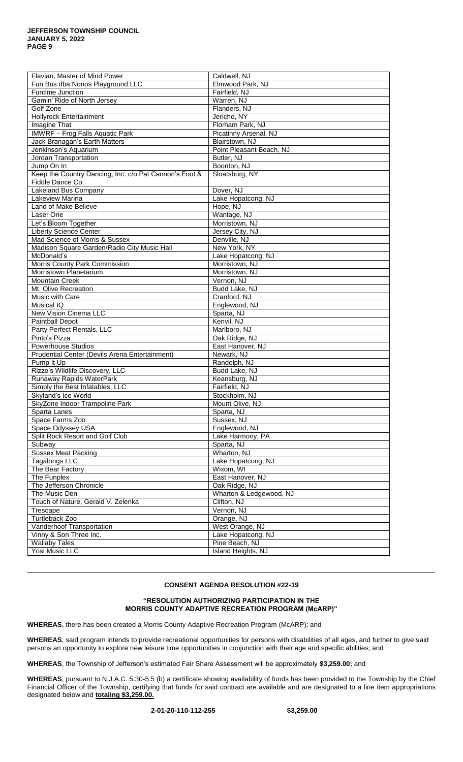| | |
|---|---|
| Flavian, Master of Mind Power | Caldwell, NJ |
| Fun Bus dba Nonos Playground LLC | Elmwood Park, NJ |
| Funtime Junction | Fairfield, NJ |
| Gamin' Ride of North Jersey | Warren, NJ |
| Golf Zone | Flanders, NJ |
| Hollyrock Entertainment | Jericho, NY |
| Imagine That | Florham Park, NJ |
| IMWRF – Frog Falls Aquatic Park | Picatinny Arsenal, NJ |
| Jack Branagan's Earth Matters | Blairstown, NJ |
| Jenkinson's Aquarium | Point Pleasant Beach, NJ |
| Jordan Transportation | Butler, NJ |
| Jump On In | Boonton, NJ |
| Keep the Country Dancing, Inc. c/o Pat Cannon's Foot & Fiddle Dance Co. | Sloatsburg, NY |
| Lakeland Bus Company | Dover, NJ |
| Lakeview Marina | Lake Hopatcong, NJ |
| Land of Make Believe | Hope, NJ |
| Laser One | Wantage, NJ |
| Let's Bloom Together | Morristown, NJ |
| Liberty Science Center | Jersey City, NJ |
| Mad Science of Morris & Sussex | Denville, NJ |
| Madison Square Garden/Radio City Music Hall | New York, NY |
| McDonald's | Lake Hopatcong, NJ |
| Morris County Park Commission | Morristown, NJ |
| Morristown Planetarium | Morristown, NJ |
| Mountain Creek | Vernon, NJ |
| Mt. Olive Recreation | Budd Lake, NJ |
| Music with Care | Cranford, NJ |
| Musical IQ | Englewood, NJ |
| New Vision Cinema LLC | Sparta, NJ |
| Paintball Depot | Kenvil, NJ |
| Party Perfect Rentals, LLC | Marlboro, NJ |
| Pinto's Pizza | Oak Ridge, NJ |
| Powerhouse Studios | East Hanover, NJ |
| Prudential Center (Devils Arena Entertainment) | Newark, NJ |
| Pump It Up | Randolph, NJ |
| Rizzo's Wildlife Discovery, LLC | Budd Lake, NJ |
| Runaway Rapids WaterPark | Keansburg, NJ |
| Simply the Best Infatables, LLC | Fairfield, NJ |
| Skyland's Ice World | Stockholm, NJ |
| SkyZone Indoor Trampoline Park | Mount Olive, NJ |
| Sparta Lanes | Sparta, NJ |
| Space Farms Zoo | Sussex, NJ |
| Space Odyssey USA | Englewood, NJ |
| Split Rock Resort and Golf Club | Lake Harmony, PA |
| Subway | Sparta, NJ |
| Sussex Meat Packing | Wharton, NJ |
| Tagalongs LLC | Lake Hopatcong, NJ |
| The Bear Factory | Wixom, WI |
| The Funplex | East Hanover, NJ |
| The Jefferson Chronicle | Oak Ridge, NJ |
| The Music Den | Wharton & Ledgewood, NJ |
| Touch of Nature, Gerald V. Zelenka | Clifton, NJ |
| Trescape | Vernon, NJ |
| Turtleback Zoo | Orange, NJ |
| Vanderhoof Transportation | West Orange, NJ |
| Vinny & Son Three Inc. | Lake Hopatcong, NJ |
| Wallaby Tales | Pine Beach, NJ |
| Yosi Music LLC | Island Heights, NJ |

---

**CONSENT AGENDA RESOLUTION #22-19**

**"RESOLUTION AUTHORIZING PARTICIPATION IN THE MORRIS COUNTY ADAPTIVE RECREATION PROGRAM (McARP)"**

**WHEREAS**, there has been created a Morris County Adaptive Recreation Program (McARP); and

**WHEREAS**, said program intends to provide recreational opportunities for persons with disabilities of all ages, and further to give said persons an opportunity to explore new leisure time opportunities in conjunction with their age and specific abilities; and

**WHEREAS**, the Township of Jefferson's estimated Fair Share Assessment will be approximately **$3,259.00;** and

**WHEREAS**, pursuant to N.J.A.C. 5:30-5.5 (b) a certificate showing availability of funds has been provided to the Township by the Chief Financial Officer of the Township, certifying that funds for said contract are available and are designated to a line item appropriations designated below and **totaling $3,259.00.**

**2-01-20-110-112-255 $3,259.00**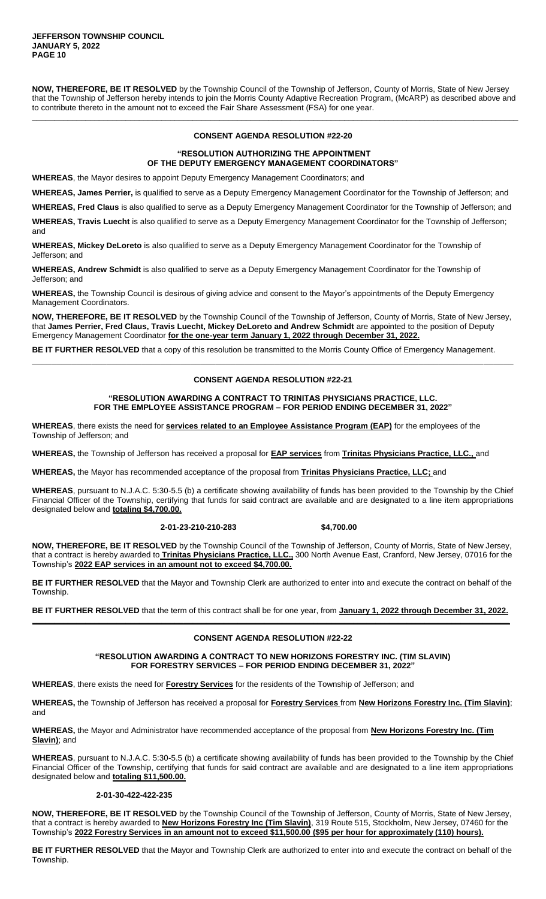**NOW, THEREFORE, BE IT RESOLVED** by the Township Council of the Township of Jefferson, County of Morris, State of New Jersey that the Township of Jefferson hereby intends to join the Morris County Adaptive Recreation Program, (McARP) as described above and to contribute thereto in the amount not to exceed the Fair Share Assessment (FSA) for one year.

---

## CONSENT AGENDA RESOLUTION #22-20

### "RESOLUTION AUTHORIZING THE APPOINTMENT OF THE DEPUTY EMERGENCY MANAGEMENT COORDINATORS"

**WHEREAS**, the Mayor desires to appoint Deputy Emergency Management Coordinators; and

**WHEREAS, James Perrier,** is qualified to serve as a Deputy Emergency Management Coordinator for the Township of Jefferson; and

**WHEREAS, Fred Claus** is also qualified to serve as a Deputy Emergency Management Coordinator for the Township of Jefferson; and

**WHEREAS, Travis Luecht** is also qualified to serve as a Deputy Emergency Management Coordinator for the Township of Jefferson; and

**WHEREAS, Mickey DeLoreto** is also qualified to serve as a Deputy Emergency Management Coordinator for the Township of Jefferson; and

**WHEREAS, Andrew Schmidt** is also qualified to serve as a Deputy Emergency Management Coordinator for the Township of Jefferson; and

**WHEREAS,** the Township Council is desirous of giving advice and consent to the Mayor's appointments of the Deputy Emergency Management Coordinators.

**NOW, THEREFORE, BE IT RESOLVED** by the Township Council of the Township of Jefferson, County of Morris, State of New Jersey, that **James Perrier, Fred Claus, Travis Luecht, Mickey DeLoreto and Andrew Schmidt** are appointed to the position of Deputy Emergency Management Coordinator **for the one-year term January 1, 2022 through December 31, 2022.**

**BE IT FURTHER RESOLVED** that a copy of this resolution be transmitted to the Morris County Office of Emergency Management.

---

## CONSENT AGENDA RESOLUTION #22-21

### "RESOLUTION AWARDING A CONTRACT TO TRINITAS PHYSICIANS PRACTICE, LLC. FOR THE EMPLOYEE ASSISTANCE PROGRAM – FOR PERIOD ENDING DECEMBER 31, 2022"

**WHEREAS**, there exists the need for **services related to an Employee Assistance Program (EAP)** for the employees of the Township of Jefferson; and

**WHEREAS,** the Township of Jefferson has received a proposal for **EAP services** from **Trinitas Physicians Practice, LLC.,** and

**WHEREAS,** the Mayor has recommended acceptance of the proposal from **Trinitas Physicians Practice, LLC;** and

**WHEREAS**, pursuant to N.J.A.C. 5:30-5.5 (b) a certificate showing availability of funds has been provided to the Township by the Chief Financial Officer of the Township, certifying that funds for said contract are available and are designated to a line item appropriations designated below and **totaling $4,700.00.**

**2-01-23-210-210-283 $4,700.00**

**NOW, THEREFORE, BE IT RESOLVED** by the Township Council of the Township of Jefferson, County of Morris, State of New Jersey, that a contract is hereby awarded to **Trinitas Physicians Practice, LLC.,** 300 North Avenue East, Cranford, New Jersey, 07016 for the Township's **2022 EAP services in an amount not to exceed $4,700.00.**

**BE IT FURTHER RESOLVED** that the Mayor and Township Clerk are authorized to enter into and execute the contract on behalf of the Township.

**BE IT FURTHER RESOLVED** that the term of this contract shall be for one year, from **January 1, 2022 through December 31, 2022.**

---

## CONSENT AGENDA RESOLUTION #22-22

### "RESOLUTION AWARDING A CONTRACT TO NEW HORIZONS FORESTRY INC. (TIM SLAVIN) FOR FORESTRY SERVICES – FOR PERIOD ENDING DECEMBER 31, 2022"

**WHEREAS**, there exists the need for **Forestry Services** for the residents of the Township of Jefferson; and

**WHEREAS,** the Township of Jefferson has received a proposal for **Forestry Services** from **New Horizons Forestry Inc. (Tim Slavin)**; and

**WHEREAS,** the Mayor and Administrator have recommended acceptance of the proposal from **New Horizons Forestry Inc. (Tim Slavin)**; and

**WHEREAS**, pursuant to N.J.A.C. 5:30-5.5 (b) a certificate showing availability of funds has been provided to the Township by the Chief Financial Officer of the Township, certifying that funds for said contract are available and are designated to a line item appropriations designated below and **totaling $11,500.00.**

**2-01-30-422-422-235**

**NOW, THEREFORE, BE IT RESOLVED** by the Township Council of the Township of Jefferson, County of Morris, State of New Jersey, that a contract is hereby awarded to **New Horizons Forestry Inc (Tim Slavin)**, 319 Route 515, Stockholm, New Jersey, 07460 for the Township's **2022 Forestry Services in an amount not to exceed $11,500.00 ($95 per hour for approximately (110) hours).**

**BE IT FURTHER RESOLVED** that the Mayor and Township Clerk are authorized to enter into and execute the contract on behalf of the Township.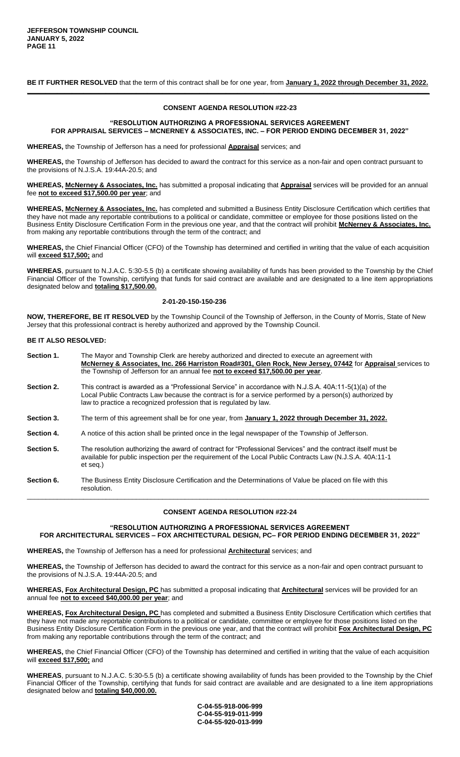**BE IT FURTHER RESOLVED** that the term of this contract shall be for one year, from **January 1, 2022 through December 31, 2022.**

---

**CONSENT AGENDA RESOLUTION #22-23**

**"RESOLUTION AUTHORIZING A PROFESSIONAL SERVICES AGREEMENT FOR APPRAISAL SERVICES – MCNERNEY & ASSOCIATES, INC. – FOR PERIOD ENDING DECEMBER 31, 2022"**

**WHEREAS,** the Township of Jefferson has a need for professional **Appraisal** services; and

**WHEREAS,** the Township of Jefferson has decided to award the contract for this service as a non-fair and open contract pursuant to the provisions of N.J.S.A. 19:44A-20.5; and

**WHEREAS, McNerney & Associates, Inc.** has submitted a proposal indicating that **Appraisal** services will be provided for an annual fee **not to exceed $17,500.00 per year**; and

**WHEREAS, McNerney & Associates, Inc.** has completed and submitted a Business Entity Disclosure Certification which certifies that they have not made any reportable contributions to a political or candidate, committee or employee for those positions listed on the Business Entity Disclosure Certification Form in the previous one year, and that the contract will prohibit **McNerney & Associates, Inc.** from making any reportable contributions through the term of the contract; and

**WHEREAS,** the Chief Financial Officer (CFO) of the Township has determined and certified in writing that the value of each acquisition will **exceed $17,500;** and

**WHEREAS**, pursuant to N.J.A.C. 5:30-5.5 (b) a certificate showing availability of funds has been provided to the Township by the Chief Financial Officer of the Township, certifying that funds for said contract are available and are designated to a line item appropriations designated below and **totaling $17,500.00.**

**2-01-20-150-150-236**

**NOW, THEREFORE, BE IT RESOLVED** by the Township Council of the Township of Jefferson, in the County of Morris, State of New Jersey that this professional contract is hereby authorized and approved by the Township Council.

**BE IT ALSO RESOLVED:**

**Section 1.** The Mayor and Township Clerk are hereby authorized and directed to execute an agreement with **McNerney & Associates, Inc. 266 Harriston Road#301, Glen Rock, New Jersey, 07442** for **Appraisal** services to the Township of Jefferson for an annual fee **not to exceed $17,500.00 per year**.

**Section 2.** This contract is awarded as a "Professional Service" in accordance with N.J.S.A. 40A:11-5(1)(a) of the Local Public Contracts Law because the contract is for a service performed by a person(s) authorized by law to practice a recognized profession that is regulated by law.

**Section 3.** The term of this agreement shall be for one year, from **January 1, 2022 through December 31, 2022.**

**Section 4.** A notice of this action shall be printed once in the legal newspaper of the Township of Jefferson.

**Section 5.** The resolution authorizing the award of contract for "Professional Services" and the contract itself must be available for public inspection per the requirement of the Local Public Contracts Law (N.J.S.A. 40A:11-1 et seq.)

**Section 6.** The Business Entity Disclosure Certification and the Determinations of Value be placed on file with this resolution.

---

**CONSENT AGENDA RESOLUTION #22-24**

**"RESOLUTION AUTHORIZING A PROFESSIONAL SERVICES AGREEMENT FOR ARCHITECTURAL SERVICES – FOX ARCHITECTURAL DESIGN, PC– FOR PERIOD ENDING DECEMBER 31, 2022"**

**WHEREAS,** the Township of Jefferson has a need for professional **Architectural** services; and

**WHEREAS,** the Township of Jefferson has decided to award the contract for this service as a non-fair and open contract pursuant to the provisions of N.J.S.A. 19:44A-20.5; and

**WHEREAS, Fox Architectural Design, PC** has submitted a proposal indicating that **Architectural** services will be provided for an annual fee **not to exceed $40,000.00 per year**; and

**WHEREAS, Fox Architectural Design, PC** has completed and submitted a Business Entity Disclosure Certification which certifies that they have not made any reportable contributions to a political or candidate, committee or employee for those positions listed on the Business Entity Disclosure Certification Form in the previous one year, and that the contract will prohibit **Fox Architectural Design, PC** from making any reportable contributions through the term of the contract; and

**WHEREAS,** the Chief Financial Officer (CFO) of the Township has determined and certified in writing that the value of each acquisition will **exceed $17,500;** and

**WHEREAS**, pursuant to N.J.A.C. 5:30-5.5 (b) a certificate showing availability of funds has been provided to the Township by the Chief Financial Officer of the Township, certifying that funds for said contract are available and are designated to a line item appropriations designated below and **totaling $40,000.00.**

**C-04-55-918-006-999**
**C-04-55-919-011-999**
**C-04-55-920-013-999**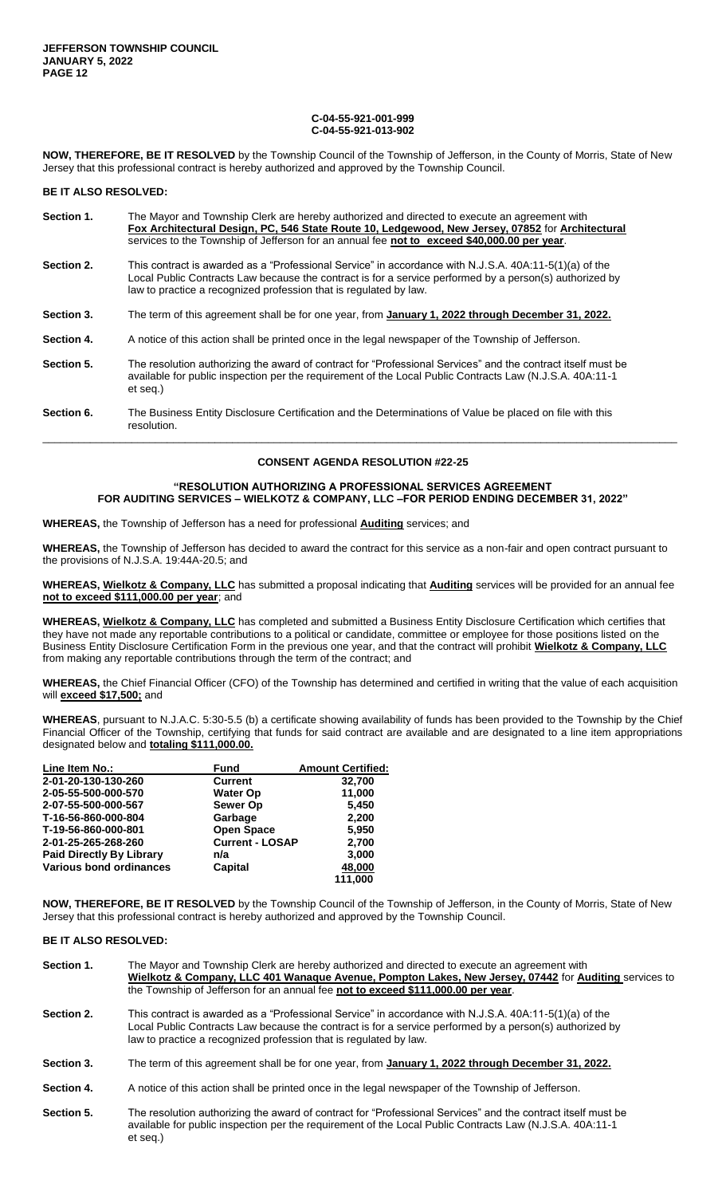**C-04-55-921-001-999**
**C-04-55-921-013-902**

**NOW, THEREFORE, BE IT RESOLVED** by the Township Council of the Township of Jefferson, in the County of Morris, State of New Jersey that this professional contract is hereby authorized and approved by the Township Council.

**BE IT ALSO RESOLVED:**

**Section 1.** The Mayor and Township Clerk are hereby authorized and directed to execute an agreement with **Fox Architectural Design, PC, 546 State Route 10, Ledgewood, New Jersey, 07852** for **Architectural** services to the Township of Jefferson for an annual fee **not to exceed $40,000.00 per year**.

**Section 2.** This contract is awarded as a "Professional Service" in accordance with N.J.S.A. 40A:11-5(1)(a) of the Local Public Contracts Law because the contract is for a service performed by a person(s) authorized by law to practice a recognized profession that is regulated by law.

**Section 3.** The term of this agreement shall be for one year, from **January 1, 2022 through December 31, 2022.**

**Section 4.** A notice of this action shall be printed once in the legal newspaper of the Township of Jefferson.

**Section 5.** The resolution authorizing the award of contract for "Professional Services" and the contract itself must be available for public inspection per the requirement of the Local Public Contracts Law (N.J.S.A. 40A:11-1 et seq.)

**Section 6.** The Business Entity Disclosure Certification and the Determinations of Value be placed on file with this resolution.

---

## CONSENT AGENDA RESOLUTION #22-25

### "RESOLUTION AUTHORIZING A PROFESSIONAL SERVICES AGREEMENT FOR AUDITING SERVICES – WIELKOTZ & COMPANY, LLC –FOR PERIOD ENDING DECEMBER 31, 2022"

**WHEREAS,** the Township of Jefferson has a need for professional **Auditing** services; and

**WHEREAS,** the Township of Jefferson has decided to award the contract for this service as a non-fair and open contract pursuant to the provisions of N.J.S.A. 19:44A-20.5; and

**WHEREAS, Wielkotz & Company, LLC** has submitted a proposal indicating that **Auditing** services will be provided for an annual fee **not to exceed $111,000.00 per year**; and

**WHEREAS, Wielkotz & Company, LLC** has completed and submitted a Business Entity Disclosure Certification which certifies that they have not made any reportable contributions to a political or candidate, committee or employee for those positions listed on the Business Entity Disclosure Certification Form in the previous one year, and that the contract will prohibit **Wielkotz & Company, LLC** from making any reportable contributions through the term of the contract; and

**WHEREAS,** the Chief Financial Officer (CFO) of the Township has determined and certified in writing that the value of each acquisition will **exceed $17,500;** and

**WHEREAS**, pursuant to N.J.A.C. 5:30-5.5 (b) a certificate showing availability of funds has been provided to the Township by the Chief Financial Officer of the Township, certifying that funds for said contract are available and are designated to a line item appropriations designated below and **totaling $111,000.00.**

| Line Item No.: | Fund | Amount Certified: |
|---|---|---|
| 2-01-20-130-130-260 | Current | 32,700 |
| 2-05-55-500-000-570 | Water Op | 11,000 |
| 2-07-55-500-000-567 | Sewer Op | 5,450 |
| T-16-56-860-000-804 | Garbage | 2,200 |
| T-19-56-860-000-801 | Open Space | 5,950 |
| 2-01-25-265-268-260 | Current - LOSAP | 2,700 |
| Paid Directly By Library | n/a | 3,000 |
| Various bond ordinances | Capital | 48,000 |
| | | 111,000 |

**NOW, THEREFORE, BE IT RESOLVED** by the Township Council of the Township of Jefferson, in the County of Morris, State of New Jersey that this professional contract is hereby authorized and approved by the Township Council.

**BE IT ALSO RESOLVED:**

**Section 1.** The Mayor and Township Clerk are hereby authorized and directed to execute an agreement with **Wielkotz & Company, LLC 401 Wanaque Avenue, Pompton Lakes, New Jersey, 07442** for **Auditing** services to the Township of Jefferson for an annual fee **not to exceed $111,000.00 per year**.

**Section 2.** This contract is awarded as a "Professional Service" in accordance with N.J.S.A. 40A:11-5(1)(a) of the Local Public Contracts Law because the contract is for a service performed by a person(s) authorized by law to practice a recognized profession that is regulated by law.

**Section 3.** The term of this agreement shall be for one year, from **January 1, 2022 through December 31, 2022.**

**Section 4.** A notice of this action shall be printed once in the legal newspaper of the Township of Jefferson.

**Section 5.** The resolution authorizing the award of contract for "Professional Services" and the contract itself must be available for public inspection per the requirement of the Local Public Contracts Law (N.J.S.A. 40A:11-1 et seq.)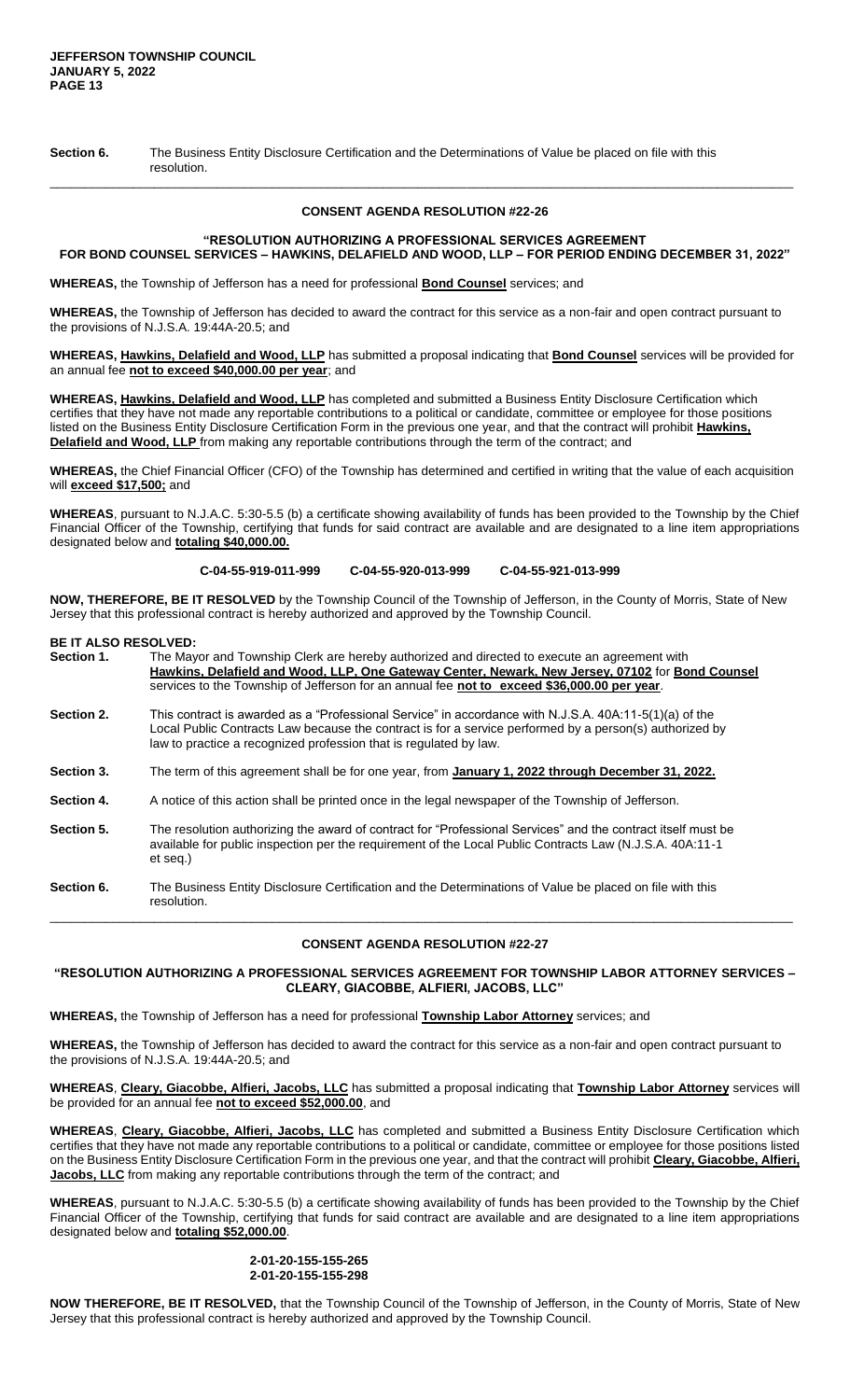**Section 6.** The Business Entity Disclosure Certification and the Determinations of Value be placed on file with this resolution.

---

### CONSENT AGENDA RESOLUTION #22-26

### "RESOLUTION AUTHORIZING A PROFESSIONAL SERVICES AGREEMENT FOR BOND COUNSEL SERVICES – HAWKINS, DELAFIELD AND WOOD, LLP – FOR PERIOD ENDING DECEMBER 31, 2022"

**WHEREAS,** the Township of Jefferson has a need for professional **Bond Counsel** services; and

**WHEREAS,** the Township of Jefferson has decided to award the contract for this service as a non-fair and open contract pursuant to the provisions of N.J.S.A. 19:44A-20.5; and

**WHEREAS, Hawkins, Delafield and Wood, LLP** has submitted a proposal indicating that **Bond Counsel** services will be provided for an annual fee **not to exceed $40,000.00 per year**; and

**WHEREAS, Hawkins, Delafield and Wood, LLP** has completed and submitted a Business Entity Disclosure Certification which certifies that they have not made any reportable contributions to a political or candidate, committee or employee for those positions listed on the Business Entity Disclosure Certification Form in the previous one year, and that the contract will prohibit **Hawkins, Delafield and Wood, LLP** from making any reportable contributions through the term of the contract; and

**WHEREAS,** the Chief Financial Officer (CFO) of the Township has determined and certified in writing that the value of each acquisition will **exceed $17,500;** and

**WHEREAS**, pursuant to N.J.A.C. 5:30-5.5 (b) a certificate showing availability of funds has been provided to the Township by the Chief Financial Officer of the Township, certifying that funds for said contract are available and are designated to a line item appropriations designated below and **totaling $40,000.00.**

**C-04-55-919-011-999 C-04-55-920-013-999 C-04-55-921-013-999**

**NOW, THEREFORE, BE IT RESOLVED** by the Township Council of the Township of Jefferson, in the County of Morris, State of New Jersey that this professional contract is hereby authorized and approved by the Township Council.

**BE IT ALSO RESOLVED:**

**Section 1.** The Mayor and Township Clerk are hereby authorized and directed to execute an agreement with **Hawkins, Delafield and Wood, LLP, One Gateway Center, Newark, New Jersey, 07102** for **Bond Counsel** services to the Township of Jefferson for an annual fee **not to exceed $36,000.00 per year**.

**Section 2.** This contract is awarded as a "Professional Service" in accordance with N.J.S.A. 40A:11-5(1)(a) of the Local Public Contracts Law because the contract is for a service performed by a person(s) authorized by law to practice a recognized profession that is regulated by law.

**Section 3.** The term of this agreement shall be for one year, from **January 1, 2022 through December 31, 2022.**

**Section 4.** A notice of this action shall be printed once in the legal newspaper of the Township of Jefferson.

**Section 5.** The resolution authorizing the award of contract for "Professional Services" and the contract itself must be available for public inspection per the requirement of the Local Public Contracts Law (N.J.S.A. 40A:11-1 et seq.)

**Section 6.** The Business Entity Disclosure Certification and the Determinations of Value be placed on file with this resolution.

---

### CONSENT AGENDA RESOLUTION #22-27

### "RESOLUTION AUTHORIZING A PROFESSIONAL SERVICES AGREEMENT FOR TOWNSHIP LABOR ATTORNEY SERVICES – CLEARY, GIACOBBE, ALFIERI, JACOBS, LLC"

**WHEREAS,** the Township of Jefferson has a need for professional **Township Labor Attorney** services; and

**WHEREAS,** the Township of Jefferson has decided to award the contract for this service as a non-fair and open contract pursuant to the provisions of N.J.S.A. 19:44A-20.5; and

**WHEREAS**, **Cleary, Giacobbe, Alfieri, Jacobs, LLC** has submitted a proposal indicating that **Township Labor Attorney** services will be provided for an annual fee **not to exceed $52,000.00**, and

**WHEREAS**, **Cleary, Giacobbe, Alfieri, Jacobs, LLC** has completed and submitted a Business Entity Disclosure Certification which certifies that they have not made any reportable contributions to a political or candidate, committee or employee for those positions listed on the Business Entity Disclosure Certification Form in the previous one year, and that the contract will prohibit **Cleary, Giacobbe, Alfieri, Jacobs, LLC** from making any reportable contributions through the term of the contract; and

**WHEREAS**, pursuant to N.J.A.C. 5:30-5.5 (b) a certificate showing availability of funds has been provided to the Township by the Chief Financial Officer of the Township, certifying that funds for said contract are available and are designated to a line item appropriations designated below and **totaling $52,000.00**.

**2-01-20-155-155-265**
**2-01-20-155-155-298**

**NOW THEREFORE, BE IT RESOLVED,** that the Township Council of the Township of Jefferson, in the County of Morris, State of New Jersey that this professional contract is hereby authorized and approved by the Township Council.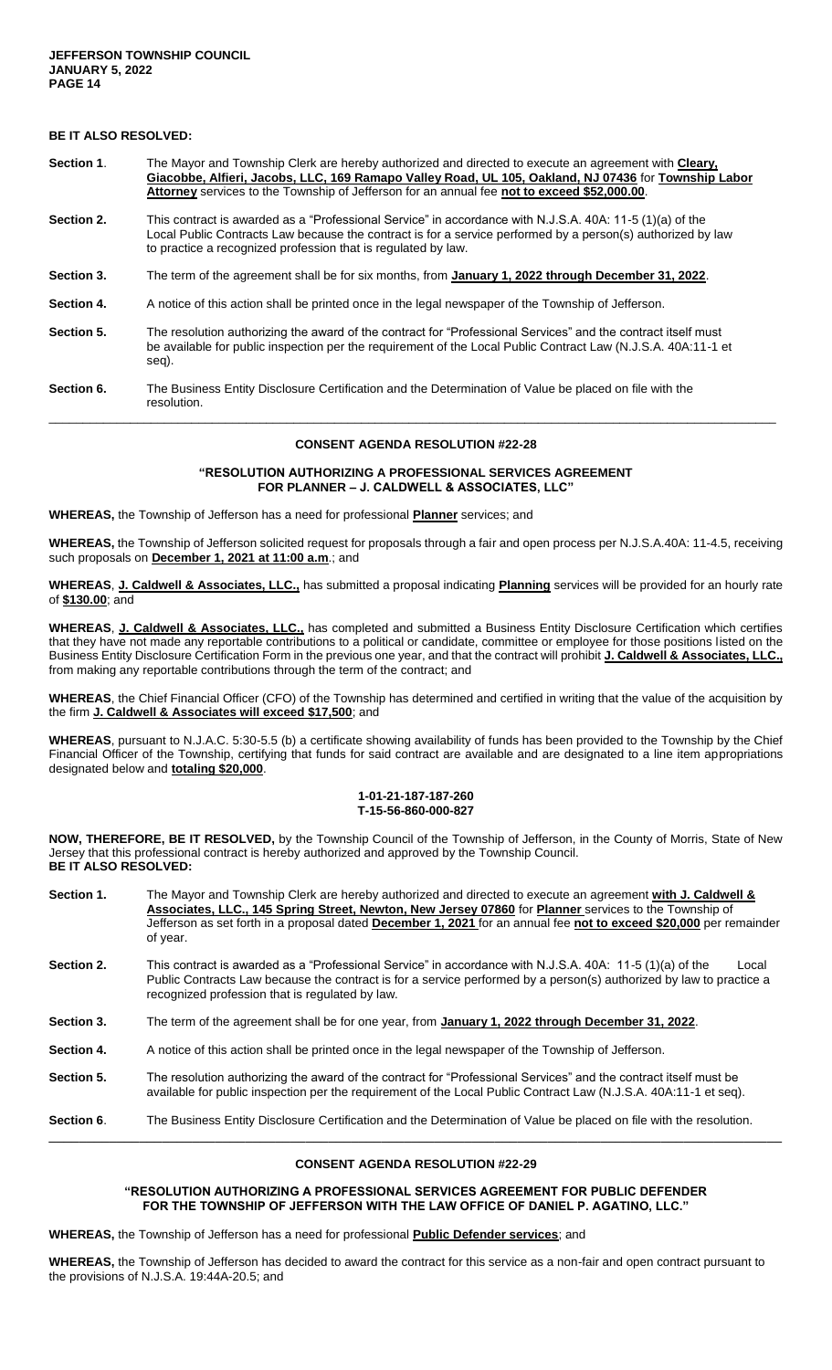**BE IT ALSO RESOLVED:**

**Section 1**. The Mayor and Township Clerk are hereby authorized and directed to execute an agreement with **Cleary, Giacobbe, Alfieri, Jacobs, LLC, 169 Ramapo Valley Road, UL 105, Oakland, NJ 07436** for **Township Labor Attorney** services to the Township of Jefferson for an annual fee **not to exceed $52,000.00**.

**Section 2.** This contract is awarded as a "Professional Service" in accordance with N.J.S.A. 40A: 11-5 (1)(a) of the Local Public Contracts Law because the contract is for a service performed by a person(s) authorized by law to practice a recognized profession that is regulated by law.

**Section 3.** The term of the agreement shall be for six months, from **January 1, 2022 through December 31, 2022**.

**Section 4.** A notice of this action shall be printed once in the legal newspaper of the Township of Jefferson.

**Section 5.** The resolution authorizing the award of the contract for "Professional Services" and the contract itself must be available for public inspection per the requirement of the Local Public Contract Law (N.J.S.A. 40A:11-1 et seq).

**Section 6.** The Business Entity Disclosure Certification and the Determination of Value be placed on file with the resolution.

---

**CONSENT AGENDA RESOLUTION #22-28**

**"RESOLUTION AUTHORIZING A PROFESSIONAL SERVICES AGREEMENT FOR PLANNER – J. CALDWELL & ASSOCIATES, LLC"**

**WHEREAS,** the Township of Jefferson has a need for professional **Planner** services; and

**WHEREAS,** the Township of Jefferson solicited request for proposals through a fair and open process per N.J.S.A.40A: 11-4.5, receiving such proposals on **December 1, 2021 at 11:00 a.m**.; and

**WHEREAS**, **J. Caldwell & Associates, LLC.,** has submitted a proposal indicating **Planning** services will be provided for an hourly rate of **$130.00**; and

**WHEREAS**, **J. Caldwell & Associates, LLC.,** has completed and submitted a Business Entity Disclosure Certification which certifies that they have not made any reportable contributions to a political or candidate, committee or employee for those positions listed on the Business Entity Disclosure Certification Form in the previous one year, and that the contract will prohibit **J. Caldwell & Associates, LLC.,** from making any reportable contributions through the term of the contract; and

**WHEREAS**, the Chief Financial Officer (CFO) of the Township has determined and certified in writing that the value of the acquisition by the firm **J. Caldwell & Associates will exceed $17,500**; and

**WHEREAS**, pursuant to N.J.A.C. 5:30-5.5 (b) a certificate showing availability of funds has been provided to the Township by the Chief Financial Officer of the Township, certifying that funds for said contract are available and are designated to a line item appropriations designated below and **totaling $20,000**.

**1-01-21-187-187-260**
**T-15-56-860-000-827**

**NOW, THEREFORE, BE IT RESOLVED,** by the Township Council of the Township of Jefferson, in the County of Morris, State of New Jersey that this professional contract is hereby authorized and approved by the Township Council.
**BE IT ALSO RESOLVED:**

**Section 1.** The Mayor and Township Clerk are hereby authorized and directed to execute an agreement **with J. Caldwell & Associates, LLC., 145 Spring Street, Newton, New Jersey 07860** for **Planner** services to the Township of Jefferson as set forth in a proposal dated **December 1, 2021** for an annual fee **not to exceed $20,000** per remainder of year.

**Section 2.** This contract is awarded as a "Professional Service" in accordance with N.J.S.A. 40A: 11-5 (1)(a) of the Local Public Contracts Law because the contract is for a service performed by a person(s) authorized by law to practice a recognized profession that is regulated by law.

**Section 3.** The term of the agreement shall be for one year, from **January 1, 2022 through December 31, 2022**.

**Section 4.** A notice of this action shall be printed once in the legal newspaper of the Township of Jefferson.

**Section 5.** The resolution authorizing the award of the contract for "Professional Services" and the contract itself must be available for public inspection per the requirement of the Local Public Contract Law (N.J.S.A. 40A:11-1 et seq).

**Section 6**. The Business Entity Disclosure Certification and the Determination of Value be placed on file with the resolution.

---

**CONSENT AGENDA RESOLUTION #22-29**

**"RESOLUTION AUTHORIZING A PROFESSIONAL SERVICES AGREEMENT FOR PUBLIC DEFENDER FOR THE TOWNSHIP OF JEFFERSON WITH THE LAW OFFICE OF DANIEL P. AGATINO, LLC."**

**WHEREAS,** the Township of Jefferson has a need for professional **Public Defender services**; and

**WHEREAS,** the Township of Jefferson has decided to award the contract for this service as a non-fair and open contract pursuant to the provisions of N.J.S.A. 19:44A-20.5; and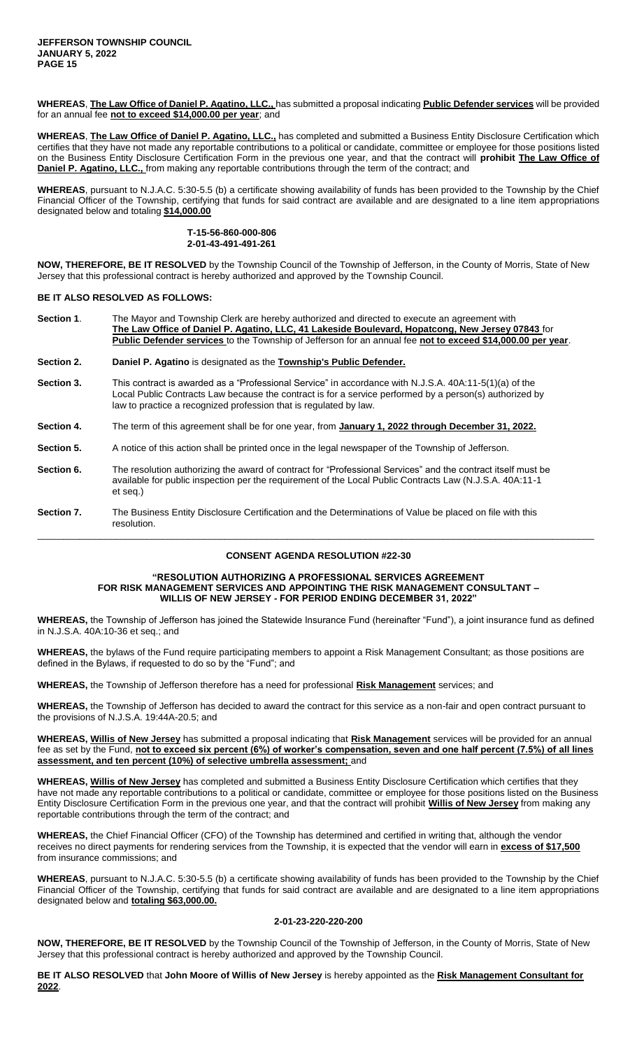**WHEREAS**, **The Law Office of Daniel P. Agatino, LLC.,** has submitted a proposal indicating **Public Defender services** will be provided for an annual fee **not to exceed $14,000.00 per year**; and

**WHEREAS**, **The Law Office of Daniel P. Agatino, LLC.,** has completed and submitted a Business Entity Disclosure Certification which certifies that they have not made any reportable contributions to a political or candidate, committee or employee for those positions listed on the Business Entity Disclosure Certification Form in the previous one year, and that the contract will **prohibit The Law Office of Daniel P. Agatino, LLC.,** from making any reportable contributions through the term of the contract; and

**WHEREAS**, pursuant to N.J.A.C. 5:30-5.5 (b) a certificate showing availability of funds has been provided to the Township by the Chief Financial Officer of the Township, certifying that funds for said contract are available and are designated to a line item appropriations designated below and totaling **$14,000.00**

**T-15-56-860-000-806**
**2-01-43-491-491-261**

**NOW, THEREFORE, BE IT RESOLVED** by the Township Council of the Township of Jefferson, in the County of Morris, State of New Jersey that this professional contract is hereby authorized and approved by the Township Council.

**BE IT ALSO RESOLVED AS FOLLOWS:**

**Section 1**. The Mayor and Township Clerk are hereby authorized and directed to execute an agreement with **The Law Office of Daniel P. Agatino, LLC, 41 Lakeside Boulevard, Hopatcong, New Jersey 07843** for **Public Defender services** to the Township of Jefferson for an annual fee **not to exceed $14,000.00 per year**.

**Section 2.** **Daniel P. Agatino** is designated as the **Township's Public Defender.**

**Section 3.** This contract is awarded as a "Professional Service" in accordance with N.J.S.A. 40A:11-5(1)(a) of the Local Public Contracts Law because the contract is for a service performed by a person(s) authorized by law to practice a recognized profession that is regulated by law.

**Section 4.** The term of this agreement shall be for one year, from **January 1, 2022 through December 31, 2022.**

**Section 5.** A notice of this action shall be printed once in the legal newspaper of the Township of Jefferson.

**Section 6.** The resolution authorizing the award of contract for "Professional Services" and the contract itself must be available for public inspection per the requirement of the Local Public Contracts Law (N.J.S.A. 40A:11-1 et seq.)

**Section 7.** The Business Entity Disclosure Certification and the Determinations of Value be placed on file with this resolution.

---

## CONSENT AGENDA RESOLUTION #22-30

### "RESOLUTION AUTHORIZING A PROFESSIONAL SERVICES AGREEMENT FOR RISK MANAGEMENT SERVICES AND APPOINTING THE RISK MANAGEMENT CONSULTANT – WILLIS OF NEW JERSEY - FOR PERIOD ENDING DECEMBER 31, 2022"

**WHEREAS,** the Township of Jefferson has joined the Statewide Insurance Fund (hereinafter "Fund"), a joint insurance fund as defined in N.J.S.A. 40A:10-36 et seq.; and

**WHEREAS,** the bylaws of the Fund require participating members to appoint a Risk Management Consultant; as those positions are defined in the Bylaws, if requested to do so by the "Fund"; and

**WHEREAS,** the Township of Jefferson therefore has a need for professional **Risk Management** services; and

**WHEREAS,** the Township of Jefferson has decided to award the contract for this service as a non-fair and open contract pursuant to the provisions of N.J.S.A. 19:44A-20.5; and

**WHEREAS, Willis of New Jersey** has submitted a proposal indicating that **Risk Management** services will be provided for an annual fee as set by the Fund, **not to exceed six percent (6%) of worker's compensation, seven and one half percent (7.5%) of all lines assessment, and ten percent (10%) of selective umbrella assessment;** and

**WHEREAS, Willis of New Jersey** has completed and submitted a Business Entity Disclosure Certification which certifies that they have not made any reportable contributions to a political or candidate, committee or employee for those positions listed on the Business Entity Disclosure Certification Form in the previous one year, and that the contract will prohibit **Willis of New Jersey** from making any reportable contributions through the term of the contract; and

**WHEREAS,** the Chief Financial Officer (CFO) of the Township has determined and certified in writing that, although the vendor receives no direct payments for rendering services from the Township, it is expected that the vendor will earn in **excess of $17,500** from insurance commissions; and

**WHEREAS**, pursuant to N.J.A.C. 5:30-5.5 (b) a certificate showing availability of funds has been provided to the Township by the Chief Financial Officer of the Township, certifying that funds for said contract are available and are designated to a line item appropriations designated below and **totaling $63,000.00.**

**2-01-23-220-220-200**

**NOW, THEREFORE, BE IT RESOLVED** by the Township Council of the Township of Jefferson, in the County of Morris, State of New Jersey that this professional contract is hereby authorized and approved by the Township Council.

**BE IT ALSO RESOLVED** that **John Moore of Willis of New Jersey** is hereby appointed as the **Risk Management Consultant for 2022**.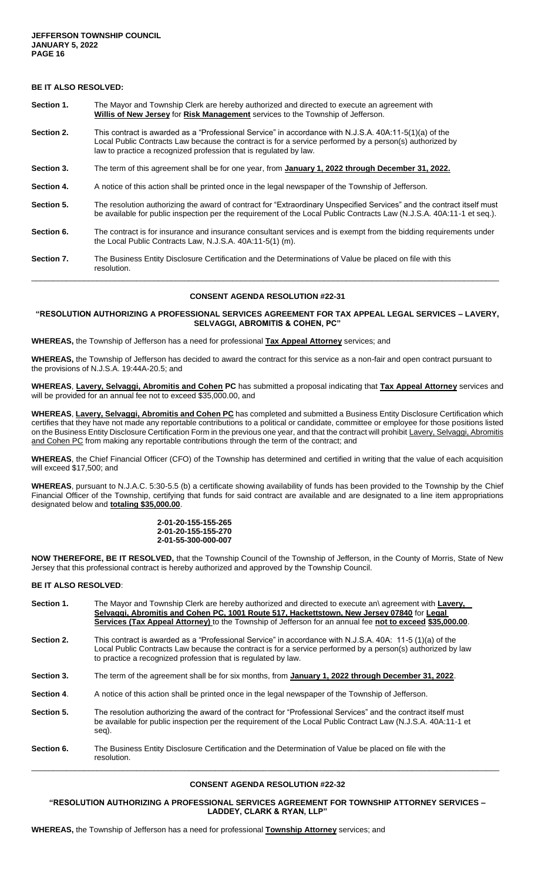**BE IT ALSO RESOLVED:**

| | |
|---|---|
| **Section 1.** | The Mayor and Township Clerk are hereby authorized and directed to execute an agreement with **Willis of New Jersey** for **Risk Management** services to the Township of Jefferson. |
| **Section 2.** | This contract is awarded as a "Professional Service" in accordance with N.J.S.A. 40A:11-5(1)(a) of the Local Public Contracts Law because the contract is for a service performed by a person(s) authorized by law to practice a recognized profession that is regulated by law. |
| **Section 3.** | The term of this agreement shall be for one year, from **January 1, 2022 through December 31, 2022.** |
| **Section 4.** | A notice of this action shall be printed once in the legal newspaper of the Township of Jefferson. |
| **Section 5.** | The resolution authorizing the award of contract for "Extraordinary Unspecified Services" and the contract itself must be available for public inspection per the requirement of the Local Public Contracts Law (N.J.S.A. 40A:11-1 et seq.). |
| **Section 6.** | The contract is for insurance and insurance consultant services and is exempt from the bidding requirements under the Local Public Contracts Law, N.J.S.A. 40A:11-5(1) (m). |
| **Section 7.** | The Business Entity Disclosure Certification and the Determinations of Value be placed on file with this resolution. |

---

**CONSENT AGENDA RESOLUTION #22-31**

**"RESOLUTION AUTHORIZING A PROFESSIONAL SERVICES AGREEMENT FOR TAX APPEAL LEGAL SERVICES – LAVERY, SELVAGGI, ABROMITIS & COHEN, PC"**

**WHEREAS,** the Township of Jefferson has a need for professional **Tax Appeal Attorney** services; and

**WHEREAS,** the Township of Jefferson has decided to award the contract for this service as a non-fair and open contract pursuant to the provisions of N.J.S.A. 19:44A-20.5; and

**WHEREAS**, **Lavery, Selvaggi, Abromitis and Cohen PC** has submitted a proposal indicating that **Tax Appeal Attorney** services and will be provided for an annual fee not to exceed $35,000.00, and

**WHEREAS**, **Lavery, Selvaggi, Abromitis and Cohen PC** has completed and submitted a Business Entity Disclosure Certification which certifies that they have not made any reportable contributions to a political or candidate, committee or employee for those positions listed on the Business Entity Disclosure Certification Form in the previous one year, and that the contract will prohibit Lavery, Selvaggi, Abromitis and Cohen PC from making any reportable contributions through the term of the contract; and

**WHEREAS**, the Chief Financial Officer (CFO) of the Township has determined and certified in writing that the value of each acquisition will exceed $17,500; and

**WHEREAS**, pursuant to N.J.A.C. 5:30-5.5 (b) a certificate showing availability of funds has been provided to the Township by the Chief Financial Officer of the Township, certifying that funds for said contract are available and are designated to a line item appropriations designated below and **totaling $35,000.00**.

**2-01-20-155-155-265**
**2-01-20-155-155-270**
**2-01-55-300-000-007**

**NOW THEREFORE, BE IT RESOLVED,** that the Township Council of the Township of Jefferson, in the County of Morris, State of New Jersey that this professional contract is hereby authorized and approved by the Township Council.

**BE IT ALSO RESOLVED**:

| | |
|---|---|
| **Section 1.** | The Mayor and Township Clerk are hereby authorized and directed to execute an\ agreement with **Lavery, Selvaggi, Abromitis and Cohen PC, 1001 Route 517, Hackettstown, New Jersey 07840** for **Legal Services (Tax Appeal Attorney)** to the Township of Jefferson for an annual fee **not to exceed $35,000.00**. |
| **Section 2.** | This contract is awarded as a "Professional Service" in accordance with N.J.S.A. 40A: 11-5 (1)(a) of the Local Public Contracts Law because the contract is for a service performed by a person(s) authorized by law to practice a recognized profession that is regulated by law. |
| **Section 3.** | The term of the agreement shall be for six months, from **January 1, 2022 through December 31, 2022**. |
| **Section 4**. | A notice of this action shall be printed once in the legal newspaper of the Township of Jefferson. |
| **Section 5.** | The resolution authorizing the award of the contract for "Professional Services" and the contract itself must be available for public inspection per the requirement of the Local Public Contract Law (N.J.S.A. 40A:11-1 et seq). |
| **Section 6.** | The Business Entity Disclosure Certification and the Determination of Value be placed on file with the resolution. |

---

**CONSENT AGENDA RESOLUTION #22-32**

**"RESOLUTION AUTHORIZING A PROFESSIONAL SERVICES AGREEMENT FOR TOWNSHIP ATTORNEY SERVICES – LADDEY, CLARK & RYAN, LLP"**

**WHEREAS,** the Township of Jefferson has a need for professional **Township Attorney** services; and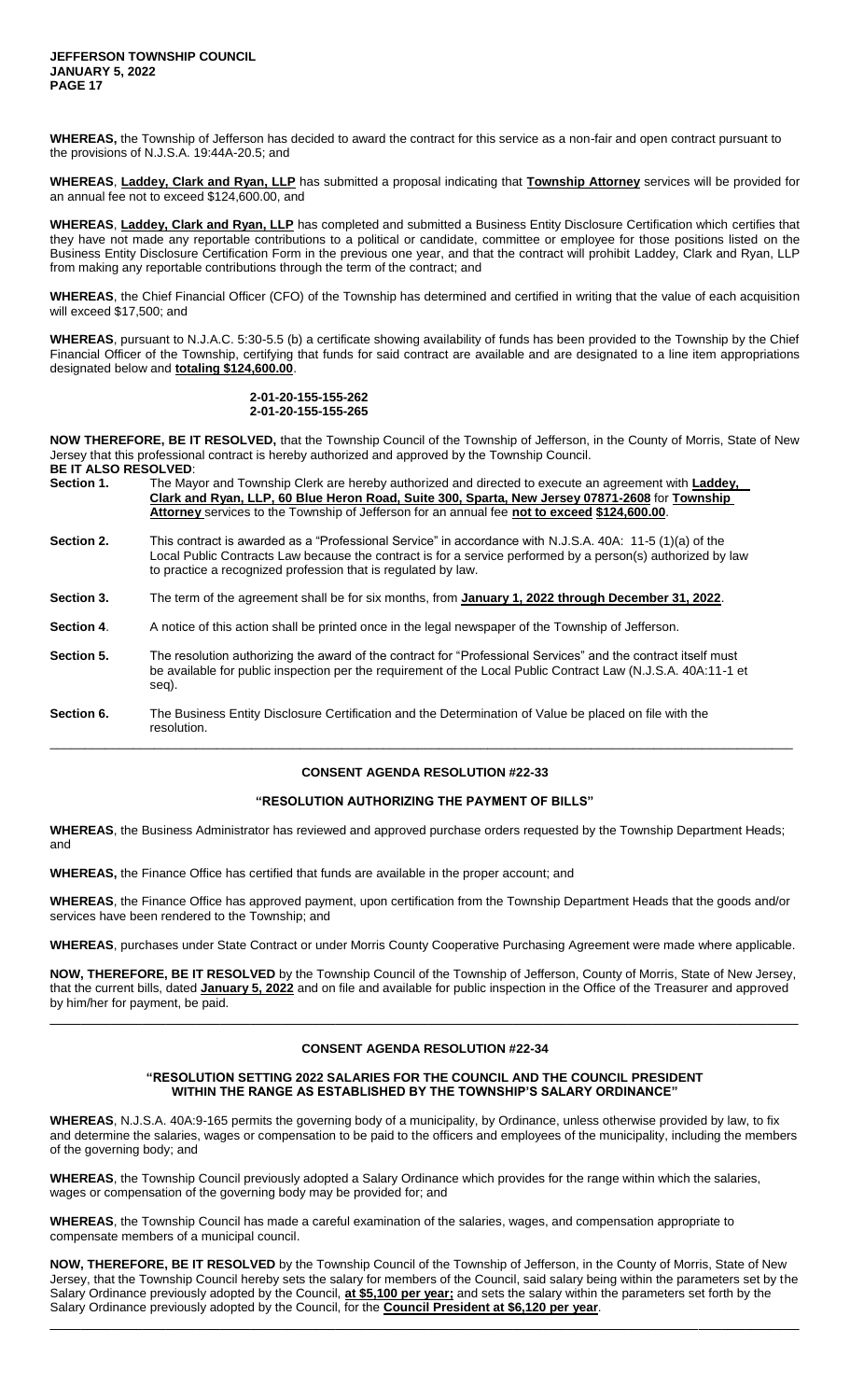**WHEREAS,** the Township of Jefferson has decided to award the contract for this service as a non-fair and open contract pursuant to the provisions of N.J.S.A. 19:44A-20.5; and

**WHEREAS**, **Laddey, Clark and Ryan, LLP** has submitted a proposal indicating that **Township Attorney** services will be provided for an annual fee not to exceed $124,600.00, and

**WHEREAS**, **Laddey, Clark and Ryan, LLP** has completed and submitted a Business Entity Disclosure Certification which certifies that they have not made any reportable contributions to a political or candidate, committee or employee for those positions listed on the Business Entity Disclosure Certification Form in the previous one year, and that the contract will prohibit Laddey, Clark and Ryan, LLP from making any reportable contributions through the term of the contract; and

**WHEREAS**, the Chief Financial Officer (CFO) of the Township has determined and certified in writing that the value of each acquisition will exceed $17,500; and

**WHEREAS**, pursuant to N.J.A.C. 5:30-5.5 (b) a certificate showing availability of funds has been provided to the Township by the Chief Financial Officer of the Township, certifying that funds for said contract are available and are designated to a line item appropriations designated below and **totaling $124,600.00**.

**2-01-20-155-155-262**
**2-01-20-155-155-265**

**NOW THEREFORE, BE IT RESOLVED,** that the Township Council of the Township of Jefferson, in the County of Morris, State of New Jersey that this professional contract is hereby authorized and approved by the Township Council.

**BE IT ALSO RESOLVED**:

**Section 1.** The Mayor and Township Clerk are hereby authorized and directed to execute an agreement with **Laddey, Clark and Ryan, LLP, 60 Blue Heron Road, Suite 300, Sparta, New Jersey 07871-2608** for **Township Attorney** services to the Township of Jefferson for an annual fee **not to exceed $124,600.00**.

**Section 2.** This contract is awarded as a "Professional Service" in accordance with N.J.S.A. 40A: 11-5 (1)(a) of the Local Public Contracts Law because the contract is for a service performed by a person(s) authorized by law to practice a recognized profession that is regulated by law.

**Section 3.** The term of the agreement shall be for six months, from **January 1, 2022 through December 31, 2022**.

**Section 4**. A notice of this action shall be printed once in the legal newspaper of the Township of Jefferson.

**Section 5.** The resolution authorizing the award of the contract for "Professional Services" and the contract itself must be available for public inspection per the requirement of the Local Public Contract Law (N.J.S.A. 40A:11-1 et seq).

**Section 6.** The Business Entity Disclosure Certification and the Determination of Value be placed on file with the resolution.

---

## CONSENT AGENDA RESOLUTION #22-33

### "RESOLUTION AUTHORIZING THE PAYMENT OF BILLS"

**WHEREAS**, the Business Administrator has reviewed and approved purchase orders requested by the Township Department Heads; and

**WHEREAS,** the Finance Office has certified that funds are available in the proper account; and

**WHEREAS**, the Finance Office has approved payment, upon certification from the Township Department Heads that the goods and/or services have been rendered to the Township; and

**WHEREAS**, purchases under State Contract or under Morris County Cooperative Purchasing Agreement were made where applicable.

**NOW, THEREFORE, BE IT RESOLVED** by the Township Council of the Township of Jefferson, County of Morris, State of New Jersey, that the current bills, dated **January 5, 2022** and on file and available for public inspection in the Office of the Treasurer and approved by him/her for payment, be paid.

---

## CONSENT AGENDA RESOLUTION #22-34

### "RESOLUTION SETTING 2022 SALARIES FOR THE COUNCIL AND THE COUNCIL PRESIDENT WITHIN THE RANGE AS ESTABLISHED BY THE TOWNSHIP'S SALARY ORDINANCE"

**WHEREAS**, N.J.S.A. 40A:9-165 permits the governing body of a municipality, by Ordinance, unless otherwise provided by law, to fix and determine the salaries, wages or compensation to be paid to the officers and employees of the municipality, including the members of the governing body; and

**WHEREAS**, the Township Council previously adopted a Salary Ordinance which provides for the range within which the salaries, wages or compensation of the governing body may be provided for; and

**WHEREAS**, the Township Council has made a careful examination of the salaries, wages, and compensation appropriate to compensate members of a municipal council.

**NOW, THEREFORE, BE IT RESOLVED** by the Township Council of the Township of Jefferson, in the County of Morris, State of New Jersey, that the Township Council hereby sets the salary for members of the Council, said salary being within the parameters set by the Salary Ordinance previously adopted by the Council, **at $5,100 per year;** and sets the salary within the parameters set forth by the Salary Ordinance previously adopted by the Council, for the **Council President at $6,120 per year**.

---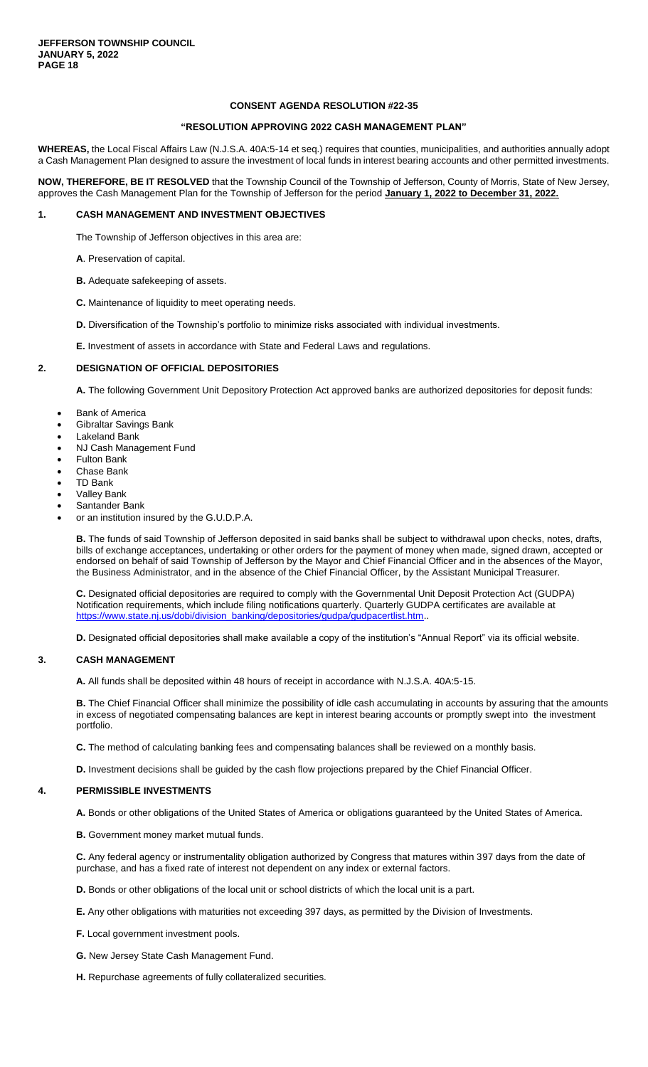**CONSENT AGENDA RESOLUTION #22-35**

**"RESOLUTION APPROVING 2022 CASH MANAGEMENT PLAN"**

**WHEREAS,** the Local Fiscal Affairs Law (N.J.S.A. 40A:5-14 et seq.) requires that counties, municipalities, and authorities annually adopt a Cash Management Plan designed to assure the investment of local funds in interest bearing accounts and other permitted investments.

**NOW, THEREFORE, BE IT RESOLVED** that the Township Council of the Township of Jefferson, County of Morris, State of New Jersey, approves the Cash Management Plan for the Township of Jefferson for the period **January 1, 2022 to December 31, 2022.**

## 1. CASH MANAGEMENT AND INVESTMENT OBJECTIVES

The Township of Jefferson objectives in this area are:

**A**. Preservation of capital.

**B.** Adequate safekeeping of assets.

**C.** Maintenance of liquidity to meet operating needs.

**D.** Diversification of the Township's portfolio to minimize risks associated with individual investments.

**E.** Investment of assets in accordance with State and Federal Laws and regulations.

## 2. DESIGNATION OF OFFICIAL DEPOSITORIES

**A.** The following Government Unit Depository Protection Act approved banks are authorized depositories for deposit funds:

- Bank of America
- Gibraltar Savings Bank
- Lakeland Bank
- NJ Cash Management Fund
- Fulton Bank
- Chase Bank
- TD Bank
- Valley Bank
- Santander Bank
- or an institution insured by the G.U.D.P.A.

**B.** The funds of said Township of Jefferson deposited in said banks shall be subject to withdrawal upon checks, notes, drafts, bills of exchange acceptances, undertaking or other orders for the payment of money when made, signed drawn, accepted or endorsed on behalf of said Township of Jefferson by the Mayor and Chief Financial Officer and in the absences of the Mayor, the Business Administrator, and in the absence of the Chief Financial Officer, by the Assistant Municipal Treasurer.

**C.** Designated official depositories are required to comply with the Governmental Unit Deposit Protection Act (GUDPA) Notification requirements, which include filing notifications quarterly. Quarterly GUDPA certificates are available at https://www.state.nj.us/dobi/division_banking/depositories/gudpa/gudpacertlist.htm..

**D.** Designated official depositories shall make available a copy of the institution's "Annual Report" via its official website.

## 3. CASH MANAGEMENT

**A.** All funds shall be deposited within 48 hours of receipt in accordance with N.J.S.A. 40A:5-15.

**B.** The Chief Financial Officer shall minimize the possibility of idle cash accumulating in accounts by assuring that the amounts in excess of negotiated compensating balances are kept in interest bearing accounts or promptly swept into the investment portfolio.

**C.** The method of calculating banking fees and compensating balances shall be reviewed on a monthly basis.

**D.** Investment decisions shall be guided by the cash flow projections prepared by the Chief Financial Officer.

## 4. PERMISSIBLE INVESTMENTS

**A.** Bonds or other obligations of the United States of America or obligations guaranteed by the United States of America.

**B.** Government money market mutual funds.

**C.** Any federal agency or instrumentality obligation authorized by Congress that matures within 397 days from the date of purchase, and has a fixed rate of interest not dependent on any index or external factors.

**D.** Bonds or other obligations of the local unit or school districts of which the local unit is a part.

**E.** Any other obligations with maturities not exceeding 397 days, as permitted by the Division of Investments.

**F.** Local government investment pools.

**G.** New Jersey State Cash Management Fund.

**H.** Repurchase agreements of fully collateralized securities.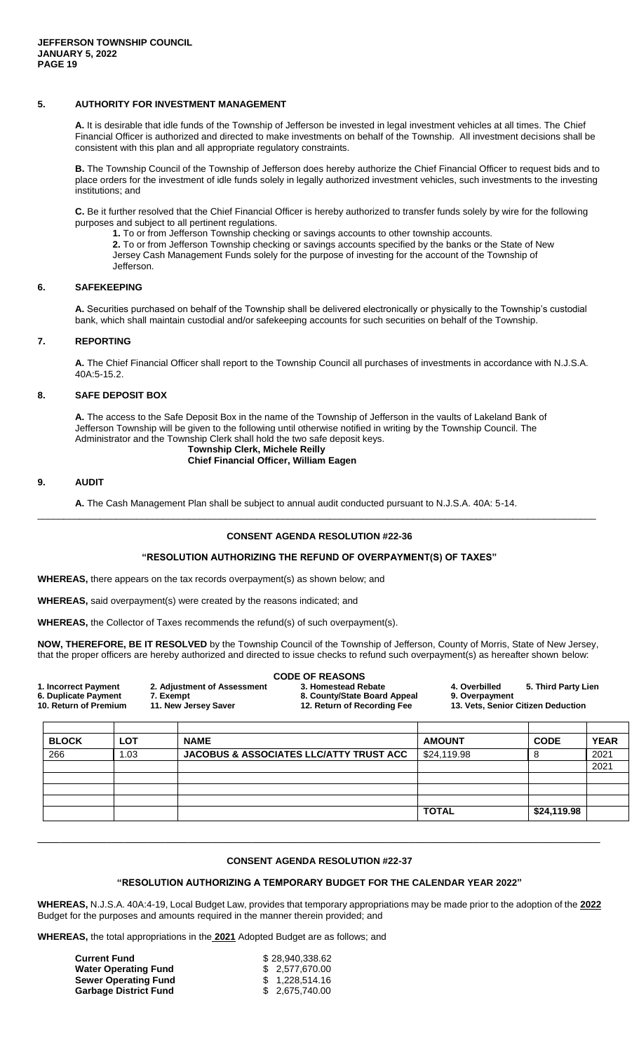### 5. AUTHORITY FOR INVESTMENT MANAGEMENT

**A.** It is desirable that idle funds of the Township of Jefferson be invested in legal investment vehicles at all times. The Chief Financial Officer is authorized and directed to make investments on behalf of the Township. All investment decisions shall be consistent with this plan and all appropriate regulatory constraints.

**B.** The Township Council of the Township of Jefferson does hereby authorize the Chief Financial Officer to request bids and to place orders for the investment of idle funds solely in legally authorized investment vehicles, such investments to the investing institutions; and

**C.** Be it further resolved that the Chief Financial Officer is hereby authorized to transfer funds solely by wire for the following purposes and subject to all pertinent regulations.

**1.** To or from Jefferson Township checking or savings accounts to other township accounts.
**2.** To or from Jefferson Township checking or savings accounts specified by the banks or the State of New Jersey Cash Management Funds solely for the purpose of investing for the account of the Township of Jefferson.

### 6. SAFEKEEPING

**A.** Securities purchased on behalf of the Township shall be delivered electronically or physically to the Township's custodial bank, which shall maintain custodial and/or safekeeping accounts for such securities on behalf of the Township.

### 7. REPORTING

**A.** The Chief Financial Officer shall report to the Township Council all purchases of investments in accordance with N.J.S.A. 40A:5-15.2.

### 8. SAFE DEPOSIT BOX

**A.** The access to the Safe Deposit Box in the name of the Township of Jefferson in the vaults of Lakeland Bank of Jefferson Township will be given to the following until otherwise notified in writing by the Township Council. The Administrator and the Township Clerk shall hold the two safe deposit keys.

**Township Clerk, Michele Reilly**
**Chief Financial Officer, William Eagen**

### 9. AUDIT

**A.** The Cash Management Plan shall be subject to annual audit conducted pursuant to N.J.S.A. 40A: 5-14.

---

## CONSENT AGENDA RESOLUTION #22-36

### "RESOLUTION AUTHORIZING THE REFUND OF OVERPAYMENT(S) OF TAXES"

**WHEREAS,** there appears on the tax records overpayment(s) as shown below; and

**WHEREAS,** said overpayment(s) were created by the reasons indicated; and

**WHEREAS,** the Collector of Taxes recommends the refund(s) of such overpayment(s).

**NOW, THEREFORE, BE IT RESOLVED** by the Township Council of the Township of Jefferson, County of Morris, State of New Jersey, that the proper officers are hereby authorized and directed to issue checks to refund such overpayment(s) as hereafter shown below:

**CODE OF REASONS**

**1. Incorrect Payment** **2. Adjustment of Assessment** **3. Homestead Rebate** **4. Overbilled** **5. Third Party Lien**
**6. Duplicate Payment** **7. Exempt** **8. County/State Board Appeal** **9. Overpayment**
**10. Return of Premium** **11. New Jersey Saver** **12. Return of Recording Fee** **13. Vets, Senior Citizen Deduction**

| BLOCK | LOT | NAME | AMOUNT | CODE | YEAR |
|---|---|---|---|---|---|
| 266 | 1.03 | JACOBUS & ASSOCIATES LLC/ATTY TRUST ACC | $24,119.98 | 8 | 2021 |
| | | | | | 2021 |
| | | | | | |
| | | | | | |
| | | | | | |
| | | | TOTAL | $24,119.98 | |

---

## CONSENT AGENDA RESOLUTION #22-37

### "RESOLUTION AUTHORIZING A TEMPORARY BUDGET FOR THE CALENDAR YEAR 2022"

**WHEREAS,** N.J.S.A. 40A:4-19, Local Budget Law, provides that temporary appropriations may be made prior to the adoption of the **2022** Budget for the purposes and amounts required in the manner therein provided; and

**WHEREAS,** the total appropriations in the **2021** Adopted Budget are as follows; and

| | |
|---|---|
| **Current Fund** | $ 28,940,338.62 |
| **Water Operating Fund** | $ 2,577,670.00 |
| **Sewer Operating Fund** | $ 1,228,514.16 |
| **Garbage District Fund** | $ 2,675,740.00 |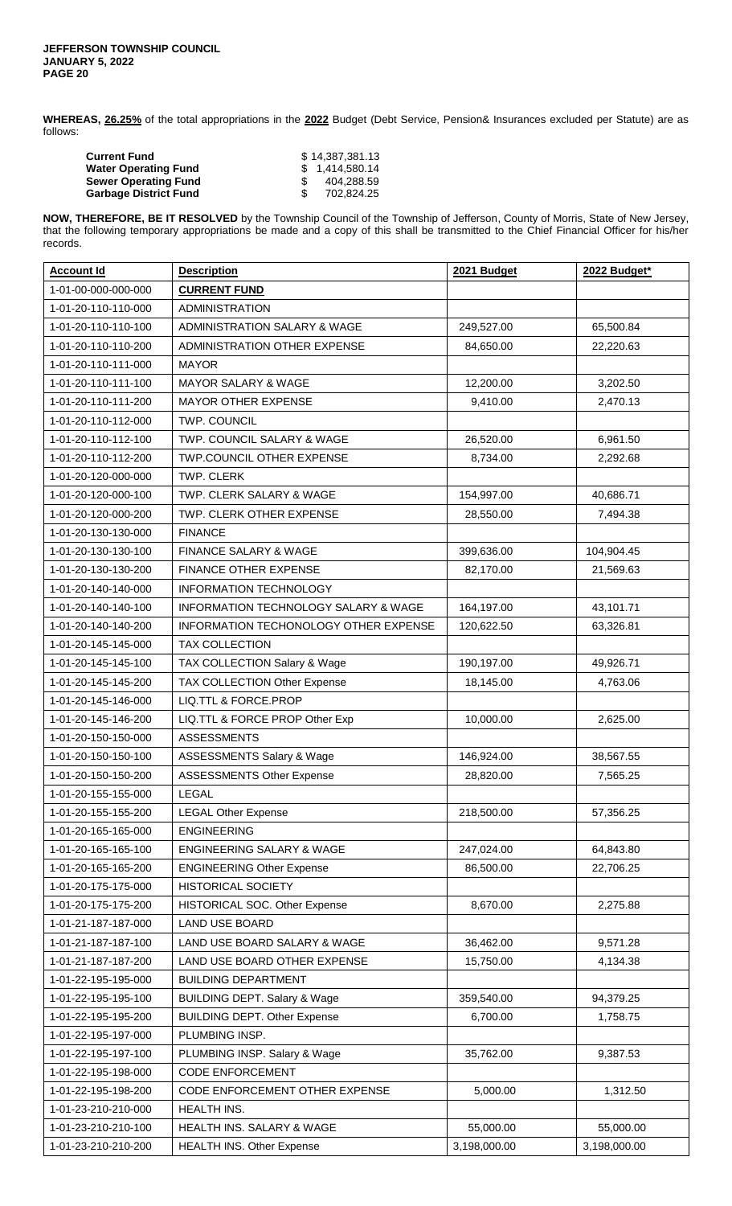**WHEREAS, 26.25%** of the total appropriations in the **2022** Budget (Debt Service, Pension& Insurances excluded per Statute) are as follows:

| | |
|---|---|
| **Current Fund** | $ 14,387,381.13 |
| **Water Operating Fund** | $ 1,414,580.14 |
| **Sewer Operating Fund** | $ 404,288.59 |
| **Garbage District Fund** | $ 702,824.25 |

**NOW, THEREFORE, BE IT RESOLVED** by the Township Council of the Township of Jefferson, County of Morris, State of New Jersey, that the following temporary appropriations be made and a copy of this shall be transmitted to the Chief Financial Officer for his/her records.

| Account Id | Description | 2021 Budget | 2022 Budget* |
|---|---|---|---|
| 1-01-00-000-000-000 | **CURRENT FUND** | | |
| 1-01-20-110-110-000 | ADMINISTRATION | | |
| 1-01-20-110-110-100 | ADMINISTRATION SALARY & WAGE | 249,527.00 | 65,500.84 |
| 1-01-20-110-110-200 | ADMINISTRATION OTHER EXPENSE | 84,650.00 | 22,220.63 |
| 1-01-20-110-111-000 | MAYOR | | |
| 1-01-20-110-111-100 | MAYOR SALARY & WAGE | 12,200.00 | 3,202.50 |
| 1-01-20-110-111-200 | MAYOR OTHER EXPENSE | 9,410.00 | 2,470.13 |
| 1-01-20-110-112-000 | TWP. COUNCIL | | |
| 1-01-20-110-112-100 | TWP. COUNCIL SALARY & WAGE | 26,520.00 | 6,961.50 |
| 1-01-20-110-112-200 | TWP.COUNCIL OTHER EXPENSE | 8,734.00 | 2,292.68 |
| 1-01-20-120-000-000 | TWP. CLERK | | |
| 1-01-20-120-000-100 | TWP. CLERK SALARY & WAGE | 154,997.00 | 40,686.71 |
| 1-01-20-120-000-200 | TWP. CLERK OTHER EXPENSE | 28,550.00 | 7,494.38 |
| 1-01-20-130-130-000 | FINANCE | | |
| 1-01-20-130-130-100 | FINANCE SALARY & WAGE | 399,636.00 | 104,904.45 |
| 1-01-20-130-130-200 | FINANCE OTHER EXPENSE | 82,170.00 | 21,569.63 |
| 1-01-20-140-140-000 | INFORMATION TECHNOLOGY | | |
| 1-01-20-140-140-100 | INFORMATION TECHNOLOGY SALARY & WAGE | 164,197.00 | 43,101.71 |
| 1-01-20-140-140-200 | INFORMATION TECHONOLOGY OTHER EXPENSE | 120,622.50 | 63,326.81 |
| 1-01-20-145-145-000 | TAX COLLECTION | | |
| 1-01-20-145-145-100 | TAX COLLECTION Salary & Wage | 190,197.00 | 49,926.71 |
| 1-01-20-145-145-200 | TAX COLLECTION Other Expense | 18,145.00 | 4,763.06 |
| 1-01-20-145-146-000 | LIQ.TTL & FORCE.PROP | | |
| 1-01-20-145-146-200 | LIQ.TTL & FORCE PROP Other Exp | 10,000.00 | 2,625.00 |
| 1-01-20-150-150-000 | ASSESSMENTS | | |
| 1-01-20-150-150-100 | ASSESSMENTS Salary & Wage | 146,924.00 | 38,567.55 |
| 1-01-20-150-150-200 | ASSESSMENTS Other Expense | 28,820.00 | 7,565.25 |
| 1-01-20-155-155-000 | LEGAL | | |
| 1-01-20-155-155-200 | LEGAL Other Expense | 218,500.00 | 57,356.25 |
| 1-01-20-165-165-000 | ENGINEERING | | |
| 1-01-20-165-165-100 | ENGINEERING SALARY & WAGE | 247,024.00 | 64,843.80 |
| 1-01-20-165-165-200 | ENGINEERING Other Expense | 86,500.00 | 22,706.25 |
| 1-01-20-175-175-000 | HISTORICAL SOCIETY | | |
| 1-01-20-175-175-200 | HISTORICAL SOC. Other Expense | 8,670.00 | 2,275.88 |
| 1-01-21-187-187-000 | LAND USE BOARD | | |
| 1-01-21-187-187-100 | LAND USE BOARD SALARY & WAGE | 36,462.00 | 9,571.28 |
| 1-01-21-187-187-200 | LAND USE BOARD OTHER EXPENSE | 15,750.00 | 4,134.38 |
| 1-01-22-195-195-000 | BUILDING DEPARTMENT | | |
| 1-01-22-195-195-100 | BUILDING DEPT. Salary & Wage | 359,540.00 | 94,379.25 |
| 1-01-22-195-195-200 | BUILDING DEPT. Other Expense | 6,700.00 | 1,758.75 |
| 1-01-22-195-197-000 | PLUMBING INSP. | | |
| 1-01-22-195-197-100 | PLUMBING INSP. Salary & Wage | 35,762.00 | 9,387.53 |
| 1-01-22-195-198-000 | CODE ENFORCEMENT | | |
| 1-01-22-195-198-200 | CODE ENFORCEMENT OTHER EXPENSE | 5,000.00 | 1,312.50 |
| 1-01-23-210-210-000 | HEALTH INS. | | |
| 1-01-23-210-210-100 | HEALTH INS. SALARY & WAGE | 55,000.00 | 55,000.00 |
| 1-01-23-210-210-200 | HEALTH INS. Other Expense | 3,198,000.00 | 3,198,000.00 |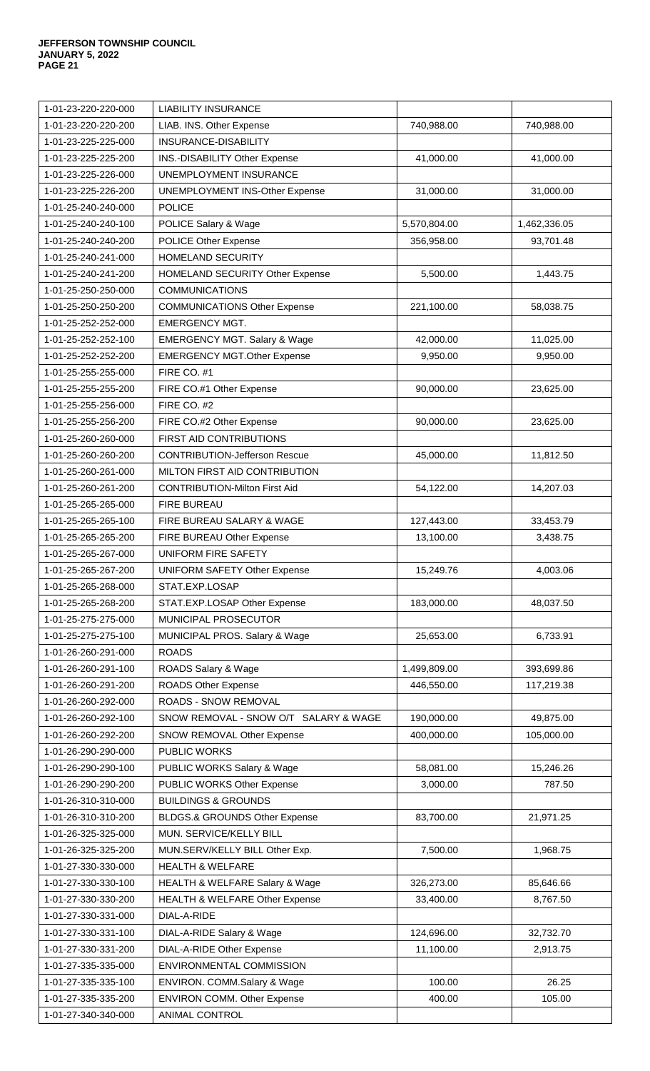| 1-01-23-220-220-000 | LIABILITY INSURANCE | | |
|---|---|---|---|
| 1-01-23-220-220-200 | LIAB. INS. Other Expense | 740,988.00 | 740,988.00 |
| 1-01-23-225-225-000 | INSURANCE-DISABILITY | | |
| 1-01-23-225-225-200 | INS.-DISABILITY Other Expense | 41,000.00 | 41,000.00 |
| 1-01-23-225-226-000 | UNEMPLOYMENT INSURANCE | | |
| 1-01-23-225-226-200 | UNEMPLOYMENT INS-Other Expense | 31,000.00 | 31,000.00 |
| 1-01-25-240-240-000 | POLICE | | |
| 1-01-25-240-240-100 | POLICE Salary & Wage | 5,570,804.00 | 1,462,336.05 |
| 1-01-25-240-240-200 | POLICE Other Expense | 356,958.00 | 93,701.48 |
| 1-01-25-240-241-000 | HOMELAND SECURITY | | |
| 1-01-25-240-241-200 | HOMELAND SECURITY Other Expense | 5,500.00 | 1,443.75 |
| 1-01-25-250-250-000 | COMMUNICATIONS | | |
| 1-01-25-250-250-200 | COMMUNICATIONS Other Expense | 221,100.00 | 58,038.75 |
| 1-01-25-252-252-000 | EMERGENCY MGT. | | |
| 1-01-25-252-252-100 | EMERGENCY MGT. Salary & Wage | 42,000.00 | 11,025.00 |
| 1-01-25-252-252-200 | EMERGENCY MGT.Other Expense | 9,950.00 | 9,950.00 |
| 1-01-25-255-255-000 | FIRE CO. #1 | | |
| 1-01-25-255-255-200 | FIRE CO.#1 Other Expense | 90,000.00 | 23,625.00 |
| 1-01-25-255-256-000 | FIRE CO. #2 | | |
| 1-01-25-255-256-200 | FIRE CO.#2 Other Expense | 90,000.00 | 23,625.00 |
| 1-01-25-260-260-000 | FIRST AID CONTRIBUTIONS | | |
| 1-01-25-260-260-200 | CONTRIBUTION-Jefferson Rescue | 45,000.00 | 11,812.50 |
| 1-01-25-260-261-000 | MILTON FIRST AID CONTRIBUTION | | |
| 1-01-25-260-261-200 | CONTRIBUTION-Milton First Aid | 54,122.00 | 14,207.03 |
| 1-01-25-265-265-000 | FIRE BUREAU | | |
| 1-01-25-265-265-100 | FIRE BUREAU SALARY & WAGE | 127,443.00 | 33,453.79 |
| 1-01-25-265-265-200 | FIRE BUREAU Other Expense | 13,100.00 | 3,438.75 |
| 1-01-25-265-267-000 | UNIFORM FIRE SAFETY | | |
| 1-01-25-265-267-200 | UNIFORM SAFETY Other Expense | 15,249.76 | 4,003.06 |
| 1-01-25-265-268-000 | STAT.EXP.LOSAP | | |
| 1-01-25-265-268-200 | STAT.EXP.LOSAP Other Expense | 183,000.00 | 48,037.50 |
| 1-01-25-275-275-000 | MUNICIPAL PROSECUTOR | | |
| 1-01-25-275-275-100 | MUNICIPAL PROS. Salary & Wage | 25,653.00 | 6,733.91 |
| 1-01-26-260-291-000 | ROADS | | |
| 1-01-26-260-291-100 | ROADS Salary & Wage | 1,499,809.00 | 393,699.86 |
| 1-01-26-260-291-200 | ROADS Other Expense | 446,550.00 | 117,219.38 |
| 1-01-26-260-292-000 | ROADS - SNOW REMOVAL | | |
| 1-01-26-260-292-100 | SNOW REMOVAL - SNOW O/T SALARY & WAGE | 190,000.00 | 49,875.00 |
| 1-01-26-260-292-200 | SNOW REMOVAL Other Expense | 400,000.00 | 105,000.00 |
| 1-01-26-290-290-000 | PUBLIC WORKS | | |
| 1-01-26-290-290-100 | PUBLIC WORKS Salary & Wage | 58,081.00 | 15,246.26 |
| 1-01-26-290-290-200 | PUBLIC WORKS Other Expense | 3,000.00 | 787.50 |
| 1-01-26-310-310-000 | BUILDINGS & GROUNDS | | |
| 1-01-26-310-310-200 | BLDGS.& GROUNDS Other Expense | 83,700.00 | 21,971.25 |
| 1-01-26-325-325-000 | MUN. SERVICE/KELLY BILL | | |
| 1-01-26-325-325-200 | MUN.SERV/KELLY BILL Other Exp. | 7,500.00 | 1,968.75 |
| 1-01-27-330-330-000 | HEALTH & WELFARE | | |
| 1-01-27-330-330-100 | HEALTH & WELFARE Salary & Wage | 326,273.00 | 85,646.66 |
| 1-01-27-330-330-200 | HEALTH & WELFARE Other Expense | 33,400.00 | 8,767.50 |
| 1-01-27-330-331-000 | DIAL-A-RIDE | | |
| 1-01-27-330-331-100 | DIAL-A-RIDE Salary & Wage | 124,696.00 | 32,732.70 |
| 1-01-27-330-331-200 | DIAL-A-RIDE Other Expense | 11,100.00 | 2,913.75 |
| 1-01-27-335-335-000 | ENVIRONMENTAL COMMISSION | | |
| 1-01-27-335-335-100 | ENVIRON. COMM.Salary & Wage | 100.00 | 26.25 |
| 1-01-27-335-335-200 | ENVIRON COMM. Other Expense | 400.00 | 105.00 |
| 1-01-27-340-340-000 | ANIMAL CONTROL | | |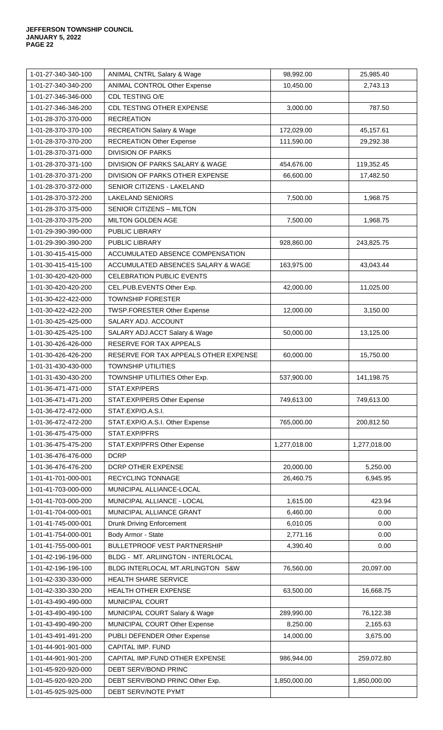| | | | |
|---|---|---|---|
| 1-01-27-340-340-100 | ANIMAL CNTRL Salary & Wage | 98,992.00 | 25,985.40 |
| 1-01-27-340-340-200 | ANIMAL CONTROL Other Expense | 10,450.00 | 2,743.13 |
| 1-01-27-346-346-000 | CDL TESTING O/E | | |
| 1-01-27-346-346-200 | CDL TESTING OTHER EXPENSE | 3,000.00 | 787.50 |
| 1-01-28-370-370-000 | RECREATION | | |
| 1-01-28-370-370-100 | RECREATION Salary & Wage | 172,029.00 | 45,157.61 |
| 1-01-28-370-370-200 | RECREATION Other Expense | 111,590.00 | 29,292.38 |
| 1-01-28-370-371-000 | DIVISION OF PARKS | | |
| 1-01-28-370-371-100 | DIVISION OF PARKS SALARY & WAGE | 454,676.00 | 119,352.45 |
| 1-01-28-370-371-200 | DIVISION OF PARKS OTHER EXPENSE | 66,600.00 | 17,482.50 |
| 1-01-28-370-372-000 | SENIOR CITIZENS - LAKELAND | | |
| 1-01-28-370-372-200 | LAKELAND SENIORS | 7,500.00 | 1,968.75 |
| 1-01-28-370-375-000 | SENIOR CITIZENS – MILTON | | |
| 1-01-28-370-375-200 | MILTON GOLDEN AGE | 7,500.00 | 1,968.75 |
| 1-01-29-390-390-000 | PUBLIC LIBRARY | | |
| 1-01-29-390-390-200 | PUBLIC LIBRARY | 928,860.00 | 243,825.75 |
| 1-01-30-415-415-000 | ACCUMULATED ABSENCE COMPENSATION | | |
| 1-01-30-415-415-100 | ACCUMULATED ABSENCES SALARY & WAGE | 163,975.00 | 43,043.44 |
| 1-01-30-420-420-000 | CELEBRATION PUBLIC EVENTS | | |
| 1-01-30-420-420-200 | CEL.PUB.EVENTS Other Exp. | 42,000.00 | 11,025.00 |
| 1-01-30-422-422-000 | TOWNSHIP FORESTER | | |
| 1-01-30-422-422-200 | TWSP.FORESTER Other Expense | 12,000.00 | 3,150.00 |
| 1-01-30-425-425-000 | SALARY ADJ. ACCOUNT | | |
| 1-01-30-425-425-100 | SALARY ADJ.ACCT Salary & Wage | 50,000.00 | 13,125.00 |
| 1-01-30-426-426-000 | RESERVE FOR TAX APPEALS | | |
| 1-01-30-426-426-200 | RESERVE FOR TAX APPEALS OTHER EXPENSE | 60,000.00 | 15,750.00 |
| 1-01-31-430-430-000 | TOWNSHIP UTILITIES | | |
| 1-01-31-430-430-200 | TOWNSHIP UTILITIES Other Exp. | 537,900.00 | 141,198.75 |
| 1-01-36-471-471-000 | STAT.EXP/PERS | | |
| 1-01-36-471-471-200 | STAT.EXP/PERS Other Expense | 749,613.00 | 749,613.00 |
| 1-01-36-472-472-000 | STAT.EXP/O.A.S.I. | | |
| 1-01-36-472-472-200 | STAT.EXP/O.A.S.I. Other Expense | 765,000.00 | 200,812.50 |
| 1-01-36-475-475-000 | STAT.EXP/PFRS | | |
| 1-01-36-475-475-200 | STAT.EXP/PFRS Other Expense | 1,277,018.00 | 1,277,018.00 |
| 1-01-36-476-476-000 | DCRP | | |
| 1-01-36-476-476-200 | DCRP OTHER EXPENSE | 20,000.00 | 5,250.00 |
| 1-01-41-701-000-001 | RECYCLING TONNAGE | 26,460.75 | 6,945.95 |
| 1-01-41-703-000-000 | MUNICIPAL ALLIANCE-LOCAL | | |
| 1-01-41-703-000-200 | MUNICIPAL ALLIANCE - LOCAL | 1,615.00 | 423.94 |
| 1-01-41-704-000-001 | MUNICIPAL ALLIANCE GRANT | 6,460.00 | 0.00 |
| 1-01-41-745-000-001 | Drunk Driving Enforcement | 6,010.05 | 0.00 |
| 1-01-41-754-000-001 | Body Armor - State | 2,771.16 | 0.00 |
| 1-01-41-755-000-001 | BULLETPROOF VEST PARTNERSHIP | 4,390.40 | 0.00 |
| 1-01-42-196-196-000 | BLDG - MT. ARLIINGTON - INTERLOCAL | | |
| 1-01-42-196-196-100 | BLDG INTERLOCAL MT.ARLINGTON S&W | 76,560.00 | 20,097.00 |
| 1-01-42-330-330-000 | HEALTH SHARE SERVICE | | |
| 1-01-42-330-330-200 | HEALTH OTHER EXPENSE | 63,500.00 | 16,668.75 |
| 1-01-43-490-490-000 | MUNICIPAL COURT | | |
| 1-01-43-490-490-100 | MUNICIPAL COURT Salary & Wage | 289,990.00 | 76,122.38 |
| 1-01-43-490-490-200 | MUNICIPAL COURT Other Expense | 8,250.00 | 2,165.63 |
| 1-01-43-491-491-200 | PUBLI DEFENDER Other Expense | 14,000.00 | 3,675.00 |
| 1-01-44-901-901-000 | CAPITAL IMP. FUND | | |
| 1-01-44-901-901-200 | CAPITAL IMP.FUND OTHER EXPENSE | 986,944.00 | 259,072.80 |
| 1-01-45-920-920-000 | DEBT SERV/BOND PRINC | | |
| 1-01-45-920-920-200 | DEBT SERV/BOND PRINC Other Exp. | 1,850,000.00 | 1,850,000.00 |
| 1-01-45-925-925-000 | DEBT SERV/NOTE PYMT | | |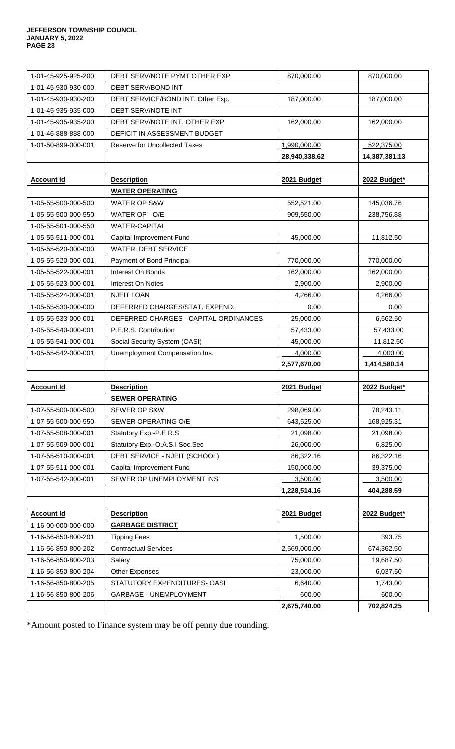| | | | |
|---|---|---|---|
| 1-01-45-925-925-200 | DEBT SERV/NOTE PYMT OTHER EXP | 870,000.00 | 870,000.00 |
| 1-01-45-930-930-000 | DEBT SERV/BOND INT | | |
| 1-01-45-930-930-200 | DEBT SERVICE/BOND INT. Other Exp. | 187,000.00 | 187,000.00 |
| 1-01-45-935-935-000 | DEBT SERV/NOTE INT | | |
| 1-01-45-935-935-200 | DEBT SERV/NOTE INT. OTHER EXP | 162,000.00 | 162,000.00 |
| 1-01-46-888-888-000 | DEFICIT IN ASSESSMENT BUDGET | | |
| 1-01-50-899-000-001 | Reserve for Uncollected Taxes | 1,990,000.00 | 522,375.00 |
| | | **28,940,338.62** | **14,387,381.13** |
| | | | |
| **Account Id** | **Description** | **2021 Budget** | **2022 Budget*** |
| | **WATER OPERATING** | | |
| 1-05-55-500-000-500 | WATER OP S&W | 552,521.00 | 145,036.76 |
| 1-05-55-500-000-550 | WATER OP - O/E | 909,550.00 | 238,756.88 |
| 1-05-55-501-000-550 | WATER-CAPITAL | | |
| 1-05-55-511-000-001 | Capital Improvement Fund | 45,000.00 | 11,812.50 |
| 1-05-55-520-000-000 | WATER: DEBT SERVICE | | |
| 1-05-55-520-000-001 | Payment of Bond Principal | 770,000.00 | 770,000.00 |
| 1-05-55-522-000-001 | Interest On Bonds | 162,000.00 | 162,000.00 |
| 1-05-55-523-000-001 | Interest On Notes | 2,900.00 | 2,900.00 |
| 1-05-55-524-000-001 | NJEIT LOAN | 4,266.00 | 4,266.00 |
| 1-05-55-530-000-000 | DEFERRED CHARGES/STAT. EXPEND. | 0.00 | 0.00 |
| 1-05-55-533-000-001 | DEFERRED CHARGES - CAPITAL ORDINANCES | 25,000.00 | 6,562.50 |
| 1-05-55-540-000-001 | P.E.R.S. Contribution | 57,433.00 | 57,433.00 |
| 1-05-55-541-000-001 | Social Security System (OASI) | 45,000.00 | 11,812.50 |
| 1-05-55-542-000-001 | Unemployment Compensation Ins. | 4,000.00 | 4,000.00 |
| | | **2,577,670.00** | **1,414,580.14** |
| | | | |
| **Account Id** | **Description** | **2021 Budget** | **2022 Budget*** |
| | **SEWER OPERATING** | | |
| 1-07-55-500-000-500 | SEWER OP S&W | 298,069.00 | 78,243.11 |
| 1-07-55-500-000-550 | SEWER OPERATING O/E | 643,525.00 | 168,925.31 |
| 1-07-55-508-000-001 | Statutory Exp.-P.E.R.S | 21,098.00 | 21,098.00 |
| 1-07-55-509-000-001 | Statutory Exp.-O.A.S.I Soc.Sec | 26,000.00 | 6,825.00 |
| 1-07-55-510-000-001 | DEBT SERVICE - NJEIT (SCHOOL) | 86,322.16 | 86,322.16 |
| 1-07-55-511-000-001 | Capital Improvement Fund | 150,000.00 | 39,375.00 |
| 1-07-55-542-000-001 | SEWER OP UNEMPLOYMENT INS | 3,500.00 | 3,500.00 |
| | | **1,228,514.16** | **404,288.59** |
| | | | |
| **Account Id** | **Description** | **2021 Budget** | **2022 Budget*** |
| 1-16-00-000-000-000 | **GARBAGE DISTRICT** | | |
| 1-16-56-850-800-201 | Tipping Fees | 1,500.00 | 393.75 |
| 1-16-56-850-800-202 | Contractual Services | 2,569,000.00 | 674,362.50 |
| 1-16-56-850-800-203 | Salary | 75,000.00 | 19,687.50 |
| 1-16-56-850-800-204 | Other Expenses | 23,000.00 | 6,037.50 |
| 1-16-56-850-800-205 | STATUTORY EXPENDITURES- OASI | 6,640.00 | 1,743.00 |
| 1-16-56-850-800-206 | GARBAGE - UNEMPLOYMENT | 600.00 | 600.00 |
| | | **2,675,740.00** | **702,824.25** |

*Amount posted to Finance system may be off penny due rounding.